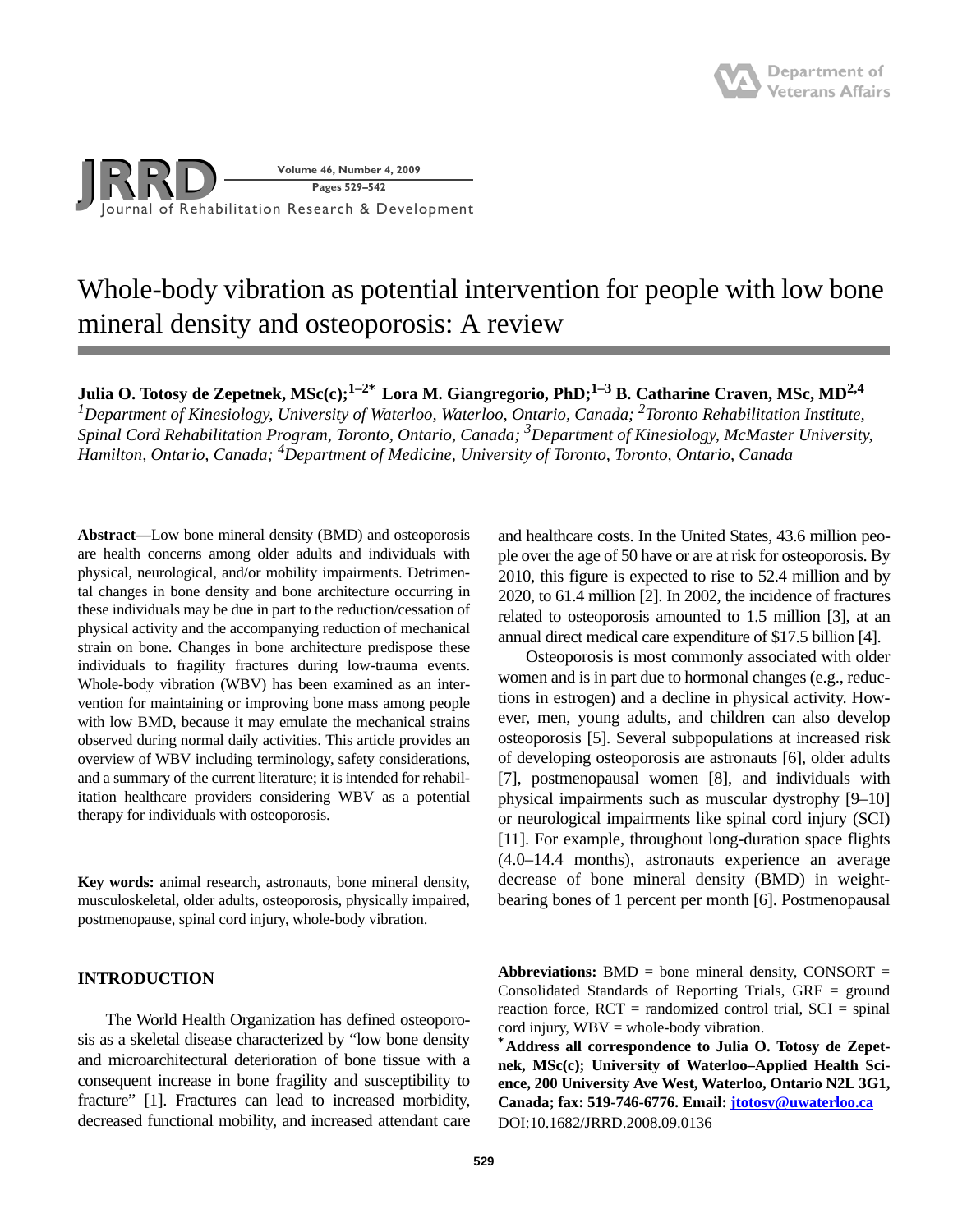# Whole-body vibration as potential intervention for people with low bone mineral density and osteoporosis: A review

**Julia O. Totosy de Zepetnek, MSc(c);[1–2*] Lora M. Giangregorio, PhD;[1–3] B. Catharine Craven, MSc, MD[2,4]**

*[1]Department of Kinesiology, University of Waterloo, Waterloo, Ontario, Canada; [2]Toronto Rehabilitation Institute, Spinal Cord Rehabilitation Program, Toronto, Ontario, Canada; [3]Department of Kinesiology, McMaster University, Hamilton, Ontario, Canada; [4]Department of Medicine, University of Toronto, Toronto, Ontario, Canada*

**Abstract—**Low bone mineral density (BMD) and osteoporosis are health concerns among older adults and individuals with physical, neurological, and/or mobility impairments. Detrimental changes in bone density and bone architecture occurring in these individuals may be due in part to the reduction/cessation of physical activity and the accompanying reduction of mechanical strain on bone. Changes in bone architecture predispose these individuals to fragility fractures during low-trauma events. Whole-body vibration (WBV) has been examined as an intervention for maintaining or improving bone mass among people with low BMD, because it may emulate the mechanical strains observed during normal daily activities. This article provides an overview of WBV including terminology, safety considerations, and a summary of the current literature; it is intended for rehabilitation healthcare providers considering WBV as a potential therapy for individuals with osteoporosis.

**Key words:** animal research, astronauts, bone mineral density, musculoskeletal, older adults, osteoporosis, physically impaired, postmenopause, spinal cord injury, whole-body vibration.

## INTRODUCTION

The World Health Organization has defined osteoporosis as a skeletal disease characterized by "low bone density and microarchitectural deterioration of bone tissue with a consequent increase in bone fragility and susceptibility to fracture" [1]. Fractures can lead to increased morbidity, decreased functional mobility, and increased attendant care and healthcare costs. In the United States, 43.6 million people over the age of 50 have or are at risk for osteoporosis. By 2010, this figure is expected to rise to 52.4 million and by 2020, to 61.4 million [2]. In 2002, the incidence of fractures related to osteoporosis amounted to 1.5 million [3], at an annual direct medical care expenditure of $17.5 billion [4].

Osteoporosis is most commonly associated with older women and is in part due to hormonal changes (e.g., reductions in estrogen) and a decline in physical activity. However, men, young adults, and children can also develop osteoporosis [5]. Several subpopulations at increased risk of developing osteoporosis are astronauts [6], older adults [7], postmenopausal women [8], and individuals with physical impairments such as muscular dystrophy [9–10] or neurological impairments like spinal cord injury (SCI) [11]. For example, throughout long-duration space flights (4.0–14.4 months), astronauts experience an average decrease of bone mineral density (BMD) in weight-bearing bones of 1 percent per month [6]. Postmenopausal

---

**Abbreviations:** BMD = bone mineral density, CONSORT = Consolidated Standards of Reporting Trials, GRF = ground reaction force, RCT = randomized control trial, SCI = spinal cord injury, WBV = whole-body vibration.

**[*]Address all correspondence to Julia O. Totosy de Zepetnek, MSc(c); University of Waterloo–Applied Health Science, 200 University Ave West, Waterloo, Ontario N2L 3G1, Canada; fax: 519-746-6776. Email: jtotosy@uwaterloo.ca**

DOI:10.1682/JRRD.2008.09.0136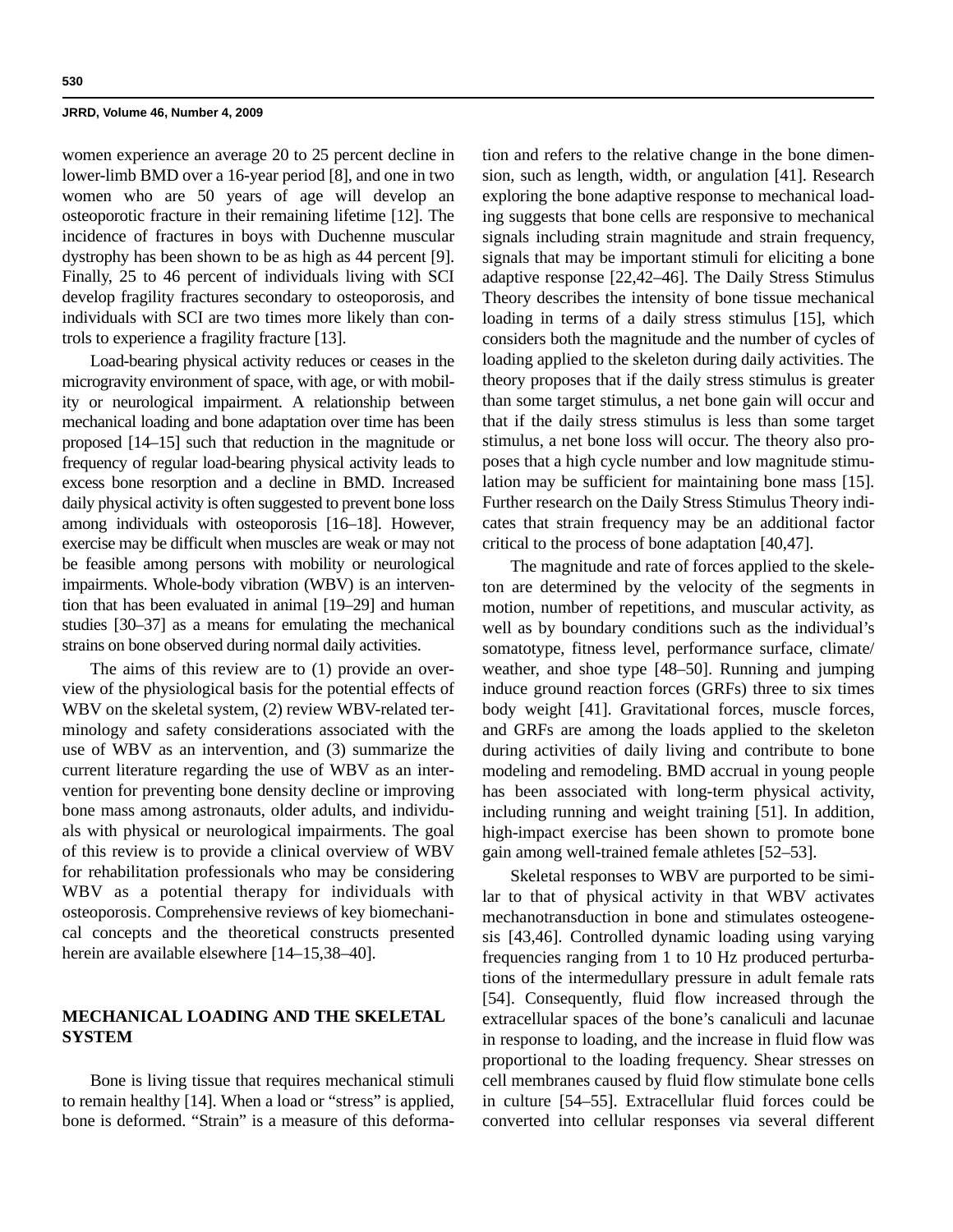women experience an average 20 to 25 percent decline in lower-limb BMD over a 16-year period [8], and one in two women who are 50 years of age will develop an osteoporotic fracture in their remaining lifetime [12]. The incidence of fractures in boys with Duchenne muscular dystrophy has been shown to be as high as 44 percent [9]. Finally, 25 to 46 percent of individuals living with SCI develop fragility fractures secondary to osteoporosis, and individuals with SCI are two times more likely than controls to experience a fragility fracture [13].

Load-bearing physical activity reduces or ceases in the microgravity environment of space, with age, or with mobility or neurological impairment. A relationship between mechanical loading and bone adaptation over time has been proposed [14–15] such that reduction in the magnitude or frequency of regular load-bearing physical activity leads to excess bone resorption and a decline in BMD. Increased daily physical activity is often suggested to prevent bone loss among individuals with osteoporosis [16–18]. However, exercise may be difficult when muscles are weak or may not be feasible among persons with mobility or neurological impairments. Whole-body vibration (WBV) is an intervention that has been evaluated in animal [19–29] and human studies [30–37] as a means for emulating the mechanical strains on bone observed during normal daily activities.

The aims of this review are to (1) provide an overview of the physiological basis for the potential effects of WBV on the skeletal system, (2) review WBV-related terminology and safety considerations associated with the use of WBV as an intervention, and (3) summarize the current literature regarding the use of WBV as an intervention for preventing bone density decline or improving bone mass among astronauts, older adults, and individuals with physical or neurological impairments. The goal of this review is to provide a clinical overview of WBV for rehabilitation professionals who may be considering WBV as a potential therapy for individuals with osteoporosis. Comprehensive reviews of key biomechanical concepts and the theoretical constructs presented herein are available elsewhere [14–15,38–40].

## MECHANICAL LOADING AND THE SKELETAL SYSTEM

Bone is living tissue that requires mechanical stimuli to remain healthy [14]. When a load or "stress" is applied, bone is deformed. "Strain" is a measure of this deformation and refers to the relative change in the bone dimension, such as length, width, or angulation [41]. Research exploring the bone adaptive response to mechanical loading suggests that bone cells are responsive to mechanical signals including strain magnitude and strain frequency, signals that may be important stimuli for eliciting a bone adaptive response [22,42–46]. The Daily Stress Stimulus Theory describes the intensity of bone tissue mechanical loading in terms of a daily stress stimulus [15], which considers both the magnitude and the number of cycles of loading applied to the skeleton during daily activities. The theory proposes that if the daily stress stimulus is greater than some target stimulus, a net bone gain will occur and that if the daily stress stimulus is less than some target stimulus, a net bone loss will occur. The theory also proposes that a high cycle number and low magnitude stimulation may be sufficient for maintaining bone mass [15]. Further research on the Daily Stress Stimulus Theory indicates that strain frequency may be an additional factor critical to the process of bone adaptation [40,47].

The magnitude and rate of forces applied to the skeleton are determined by the velocity of the segments in motion, number of repetitions, and muscular activity, as well as by boundary conditions such as the individual's somatotype, fitness level, performance surface, climate/weather, and shoe type [48–50]. Running and jumping induce ground reaction forces (GRFs) three to six times body weight [41]. Gravitational forces, muscle forces, and GRFs are among the loads applied to the skeleton during activities of daily living and contribute to bone modeling and remodeling. BMD accrual in young people has been associated with long-term physical activity, including running and weight training [51]. In addition, high-impact exercise has been shown to promote bone gain among well-trained female athletes [52–53].

Skeletal responses to WBV are purported to be similar to that of physical activity in that WBV activates mechanotransduction in bone and stimulates osteogenesis [43,46]. Controlled dynamic loading using varying frequencies ranging from 1 to 10 Hz produced perturbations of the intermedullary pressure in adult female rats [54]. Consequently, fluid flow increased through the extracellular spaces of the bone's canaliculi and lacunae in response to loading, and the increase in fluid flow was proportional to the loading frequency. Shear stresses on cell membranes caused by fluid flow stimulate bone cells in culture [54–55]. Extracellular fluid forces could be converted into cellular responses via several different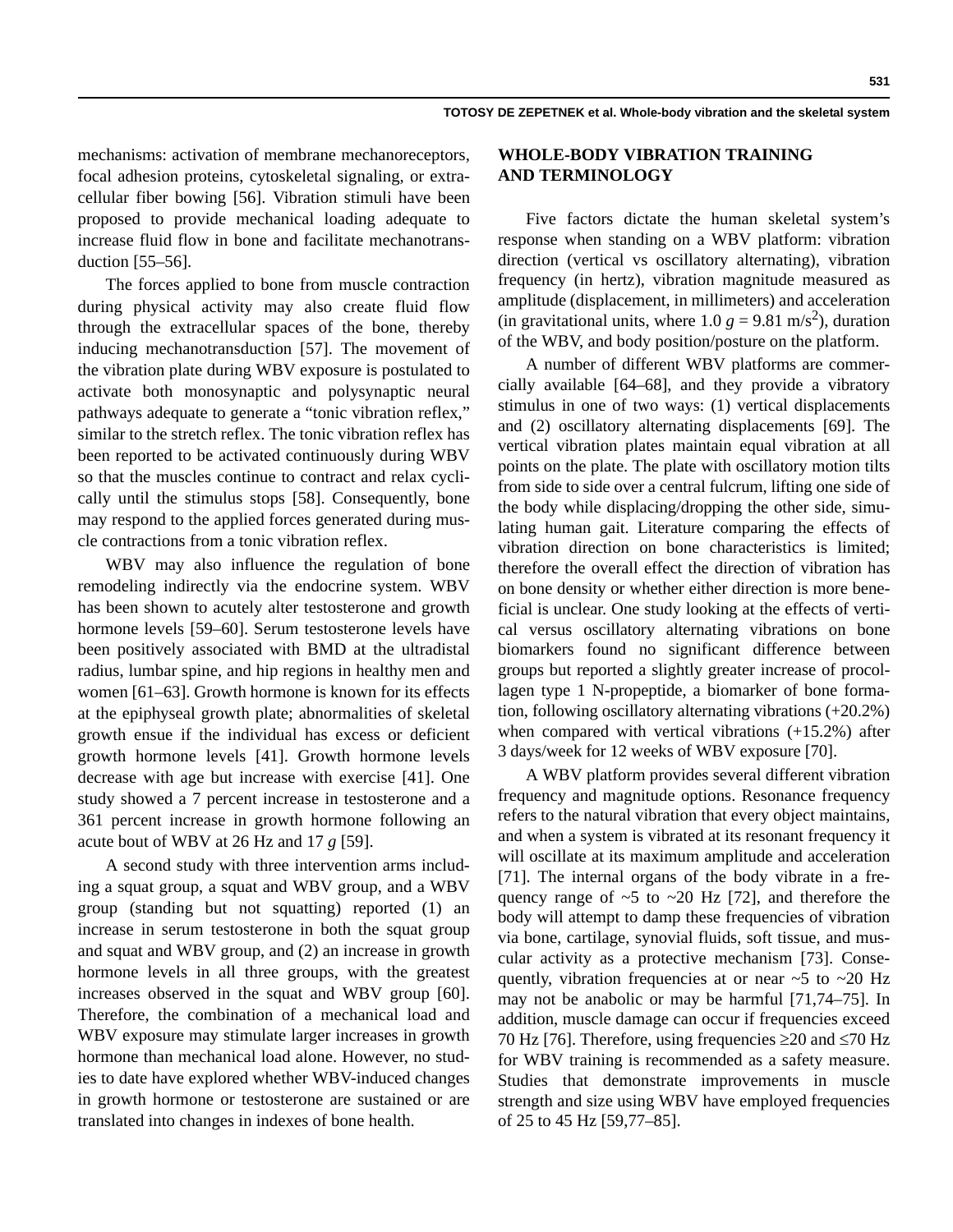mechanisms: activation of membrane mechanoreceptors, focal adhesion proteins, cytoskeletal signaling, or extracellular fiber bowing [56]. Vibration stimuli have been proposed to provide mechanical loading adequate to increase fluid flow in bone and facilitate mechanotransduction [55–56].

The forces applied to bone from muscle contraction during physical activity may also create fluid flow through the extracellular spaces of the bone, thereby inducing mechanotransduction [57]. The movement of the vibration plate during WBV exposure is postulated to activate both monosynaptic and polysynaptic neural pathways adequate to generate a “tonic vibration reflex,” similar to the stretch reflex. The tonic vibration reflex has been reported to be activated continuously during WBV so that the muscles continue to contract and relax cyclically until the stimulus stops [58]. Consequently, bone may respond to the applied forces generated during muscle contractions from a tonic vibration reflex.

WBV may also influence the regulation of bone remodeling indirectly via the endocrine system. WBV has been shown to acutely alter testosterone and growth hormone levels [59–60]. Serum testosterone levels have been positively associated with BMD at the ultradistal radius, lumbar spine, and hip regions in healthy men and women [61–63]. Growth hormone is known for its effects at the epiphyseal growth plate; abnormalities of skeletal growth ensue if the individual has excess or deficient growth hormone levels [41]. Growth hormone levels decrease with age but increase with exercise [41]. One study showed a 7 percent increase in testosterone and a 361 percent increase in growth hormone following an acute bout of WBV at 26 Hz and 17 *g* [59].

A second study with three intervention arms including a squat group, a squat and WBV group, and a WBV group (standing but not squatting) reported (1) an increase in serum testosterone in both the squat group and squat and WBV group, and (2) an increase in growth hormone levels in all three groups, with the greatest increases observed in the squat and WBV group [60]. Therefore, the combination of a mechanical load and WBV exposure may stimulate larger increases in growth hormone than mechanical load alone. However, no studies to date have explored whether WBV-induced changes in growth hormone or testosterone are sustained or are translated into changes in indexes of bone health.

## WHOLE-BODY VIBRATION TRAINING AND TERMINOLOGY

Five factors dictate the human skeletal system’s response when standing on a WBV platform: vibration direction (vertical vs oscillatory alternating), vibration frequency (in hertz), vibration magnitude measured as amplitude (displacement, in millimeters) and acceleration (in gravitational units, where $1.0\ g = 9.81\ m/s^2$), duration of the WBV, and body position/posture on the platform.

A number of different WBV platforms are commercially available [64–68], and they provide a vibratory stimulus in one of two ways: (1) vertical displacements and (2) oscillatory alternating displacements [69]. The vertical vibration plates maintain equal vibration at all points on the plate. The plate with oscillatory motion tilts from side to side over a central fulcrum, lifting one side of the body while displacing/dropping the other side, simulating human gait. Literature comparing the effects of vibration direction on bone characteristics is limited; therefore the overall effect the direction of vibration has on bone density or whether either direction is more beneficial is unclear. One study looking at the effects of vertical versus oscillatory alternating vibrations on bone biomarkers found no significant difference between groups but reported a slightly greater increase of procollagen type 1 N-propeptide, a biomarker of bone formation, following oscillatory alternating vibrations (+20.2%) when compared with vertical vibrations (+15.2%) after 3 days/week for 12 weeks of WBV exposure [70].

A WBV platform provides several different vibration frequency and magnitude options. Resonance frequency refers to the natural vibration that every object maintains, and when a system is vibrated at its resonant frequency it will oscillate at its maximum amplitude and acceleration [71]. The internal organs of the body vibrate in a frequency range of ~5 to ~20 Hz [72], and therefore the body will attempt to damp these frequencies of vibration via bone, cartilage, synovial fluids, soft tissue, and muscular activity as a protective mechanism [73]. Consequently, vibration frequencies at or near ~5 to ~20 Hz may not be anabolic or may be harmful [71,74–75]. In addition, muscle damage can occur if frequencies exceed 70 Hz [76]. Therefore, using frequencies $\geq$20 and $\leq$70 Hz for WBV training is recommended as a safety measure. Studies that demonstrate improvements in muscle strength and size using WBV have employed frequencies of 25 to 45 Hz [59,77–85].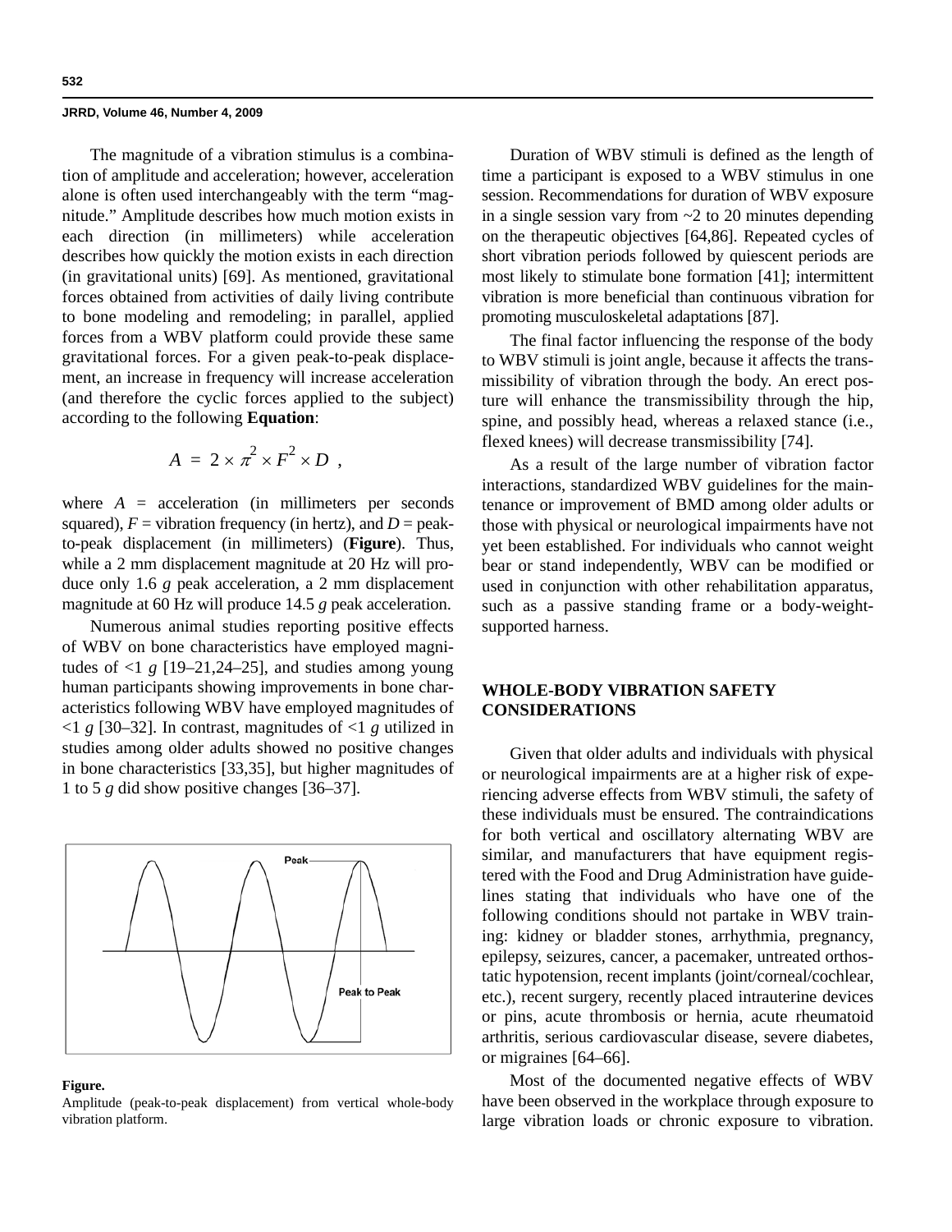The magnitude of a vibration stimulus is a combination of amplitude and acceleration; however, acceleration alone is often used interchangeably with the term "magnitude." Amplitude describes how much motion exists in each direction (in millimeters) while acceleration describes how quickly the motion exists in each direction (in gravitational units) [69]. As mentioned, gravitational forces obtained from activities of daily living contribute to bone modeling and remodeling; in parallel, applied forces from a WBV platform could provide these same gravitational forces. For a given peak-to-peak displacement, an increase in frequency will increase acceleration (and therefore the cyclic forces applied to the subject) according to the following **Equation**:

$$A = 2 \times \pi^2 \times F^2 \times D \ ,$$

where $A$ = acceleration (in millimeters per seconds squared), $F$ = vibration frequency (in hertz), and $D$ = peak-to-peak displacement (in millimeters) (**Figure**). Thus, while a 2 mm displacement magnitude at 20 Hz will produce only 1.6 *g* peak acceleration, a 2 mm displacement magnitude at 60 Hz will produce 14.5 *g* peak acceleration.

Numerous animal studies reporting positive effects of WBV on bone characteristics have employed magnitudes of <1 *g* [19–21,24–25], and studies among young human participants showing improvements in bone characteristics following WBV have employed magnitudes of <1 *g* [30–32]. In contrast, magnitudes of <1 *g* utilized in studies among older adults showed no positive changes in bone characteristics [33,35], but higher magnitudes of 1 to 5 *g* did show positive changes [36–37].

**Figure.**
Amplitude (peak-to-peak displacement) from vertical whole-body vibration platform.

Duration of WBV stimuli is defined as the length of time a participant is exposed to a WBV stimulus in one session. Recommendations for duration of WBV exposure in a single session vary from ~2 to 20 minutes depending on the therapeutic objectives [64,86]. Repeated cycles of short vibration periods followed by quiescent periods are most likely to stimulate bone formation [41]; intermittent vibration is more beneficial than continuous vibration for promoting musculoskeletal adaptations [87].

The final factor influencing the response of the body to WBV stimuli is joint angle, because it affects the transmissibility of vibration through the body. An erect posture will enhance the transmissibility through the hip, spine, and possibly head, whereas a relaxed stance (i.e., flexed knees) will decrease transmissibility [74].

As a result of the large number of vibration factor interactions, standardized WBV guidelines for the maintenance or improvement of BMD among older adults or those with physical or neurological impairments have not yet been established. For individuals who cannot weight bear or stand independently, WBV can be modified or used in conjunction with other rehabilitation apparatus, such as a passive standing frame or a body-weight-supported harness.

## WHOLE-BODY VIBRATION SAFETY CONSIDERATIONS

Given that older adults and individuals with physical or neurological impairments are at a higher risk of experiencing adverse effects from WBV stimuli, the safety of these individuals must be ensured. The contraindications for both vertical and oscillatory alternating WBV are similar, and manufacturers that have equipment registered with the Food and Drug Administration have guidelines stating that individuals who have one of the following conditions should not partake in WBV training: kidney or bladder stones, arrhythmia, pregnancy, epilepsy, seizures, cancer, a pacemaker, untreated orthostatic hypotension, recent implants (joint/corneal/cochlear, etc.), recent surgery, recently placed intrauterine devices or pins, acute thrombosis or hernia, acute rheumatoid arthritis, serious cardiovascular disease, severe diabetes, or migraines [64–66].

Most of the documented negative effects of WBV have been observed in the workplace through exposure to large vibration loads or chronic exposure to vibration.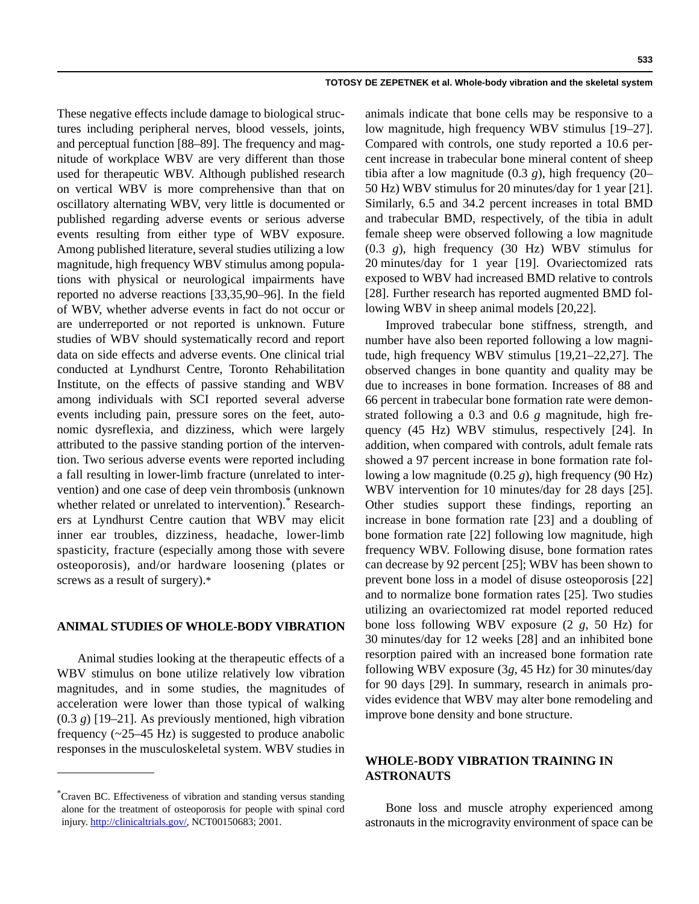These negative effects include damage to biological structures including peripheral nerves, blood vessels, joints, and perceptual function [88–89]. The frequency and magnitude of workplace WBV are very different than those used for therapeutic WBV. Although published research on vertical WBV is more comprehensive than that on oscillatory alternating WBV, very little is documented or published regarding adverse events or serious adverse events resulting from either type of WBV exposure. Among published literature, several studies utilizing a low magnitude, high frequency WBV stimulus among populations with physical or neurological impairments have reported no adverse reactions [33,35,90–96]. In the field of WBV, whether adverse events in fact do not occur or are underreported or not reported is unknown. Future studies of WBV should systematically record and report data on side effects and adverse events. One clinical trial conducted at Lyndhurst Centre, Toronto Rehabilitation Institute, on the effects of passive standing and WBV among individuals with SCI reported several adverse events including pain, pressure sores on the feet, autonomic dysreflexia, and dizziness, which were largely attributed to the passive standing portion of the intervention. Two serious adverse events were reported including a fall resulting in lower-limb fracture (unrelated to intervention) and one case of deep vein thrombosis (unknown whether related or unrelated to intervention).* Researchers at Lyndhurst Centre caution that WBV may elicit inner ear troubles, dizziness, headache, lower-limb spasticity, fracture (especially among those with severe osteoporosis), and/or hardware loosening (plates or screws as a result of surgery).*

## ANIMAL STUDIES OF WHOLE-BODY VIBRATION

Animal studies looking at the therapeutic effects of a WBV stimulus on bone utilize relatively low vibration magnitudes, and in some studies, the magnitudes of acceleration were lower than those typical of walking (0.3 *g*) [19–21]. As previously mentioned, high vibration frequency (~25–45 Hz) is suggested to produce anabolic responses in the musculoskeletal system. WBV studies in animals indicate that bone cells may be responsive to a low magnitude, high frequency WBV stimulus [19–27]. Compared with controls, one study reported a 10.6 percent increase in trabecular bone mineral content of sheep tibia after a low magnitude (0.3 *g*), high frequency (20–50 Hz) WBV stimulus for 20 minutes/day for 1 year [21]. Similarly, 6.5 and 34.2 percent increases in total BMD and trabecular BMD, respectively, of the tibia in adult female sheep were observed following a low magnitude (0.3 *g*), high frequency (30 Hz) WBV stimulus for 20 minutes/day for 1 year [19]. Ovariectomized rats exposed to WBV had increased BMD relative to controls [28]. Further research has reported augmented BMD following WBV in sheep animal models [20,22].

Improved trabecular bone stiffness, strength, and number have also been reported following a low magnitude, high frequency WBV stimulus [19,21–22,27]. The observed changes in bone quantity and quality may be due to increases in bone formation. Increases of 88 and 66 percent in trabecular bone formation rate were demonstrated following a 0.3 and 0.6 *g* magnitude, high frequency (45 Hz) WBV stimulus, respectively [24]. In addition, when compared with controls, adult female rats showed a 97 percent increase in bone formation rate following a low magnitude (0.25 *g*), high frequency (90 Hz) WBV intervention for 10 minutes/day for 28 days [25]. Other studies support these findings, reporting an increase in bone formation rate [23] and a doubling of bone formation rate [22] following low magnitude, high frequency WBV. Following disuse, bone formation rates can decrease by 92 percent [25]; WBV has been shown to prevent bone loss in a model of disuse osteoporosis [22] and to normalize bone formation rates [25]. Two studies utilizing an ovariectomized rat model reported reduced bone loss following WBV exposure (2 *g*, 50 Hz) for 30 minutes/day for 12 weeks [28] and an inhibited bone resorption paired with an increased bone formation rate following WBV exposure (3*g*, 45 Hz) for 30 minutes/day for 90 days [29]. In summary, research in animals provides evidence that WBV may alter bone remodeling and improve bone density and bone structure.

## WHOLE-BODY VIBRATION TRAINING IN ASTRONAUTS

Bone loss and muscle atrophy experienced among astronauts in the microgravity environment of space can be

---

*Craven BC. Effectiveness of vibration and standing versus standing alone for the treatment of osteoporosis for people with spinal cord injury. http://clinicaltrials.gov/, NCT00150683; 2001.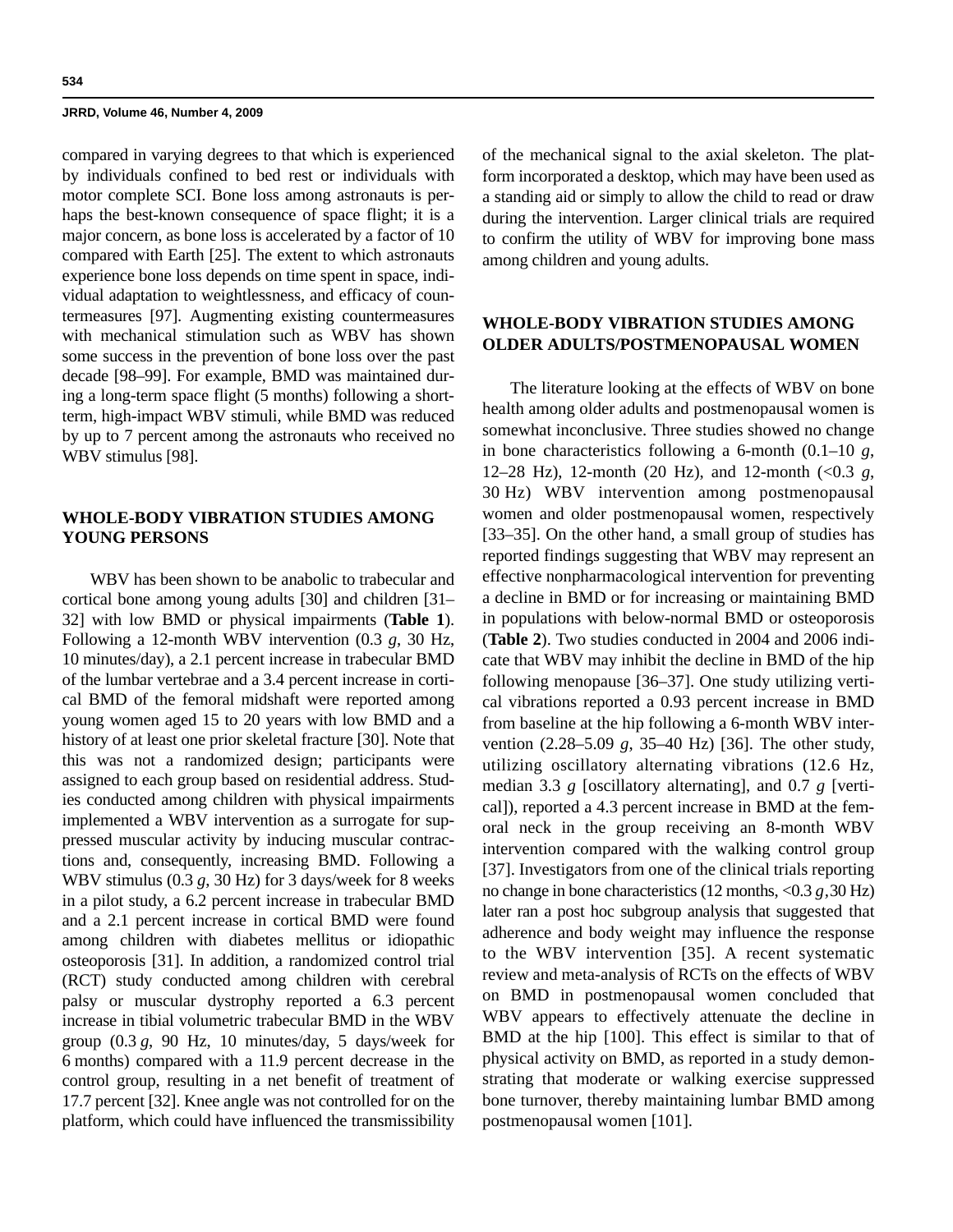compared in varying degrees to that which is experienced by individuals confined to bed rest or individuals with motor complete SCI. Bone loss among astronauts is perhaps the best-known consequence of space flight; it is a major concern, as bone loss is accelerated by a factor of 10 compared with Earth [25]. The extent to which astronauts experience bone loss depends on time spent in space, individual adaptation to weightlessness, and efficacy of countermeasures [97]. Augmenting existing countermeasures with mechanical stimulation such as WBV has shown some success in the prevention of bone loss over the past decade [98–99]. For example, BMD was maintained during a long-term space flight (5 months) following a short-term, high-impact WBV stimuli, while BMD was reduced by up to 7 percent among the astronauts who received no WBV stimulus [98].

## WHOLE-BODY VIBRATION STUDIES AMONG YOUNG PERSONS

WBV has been shown to be anabolic to trabecular and cortical bone among young adults [30] and children [31–32] with low BMD or physical impairments (**Table 1**). Following a 12-month WBV intervention (0.3 *g*, 30 Hz, 10 minutes/day), a 2.1 percent increase in trabecular BMD of the lumbar vertebrae and a 3.4 percent increase in cortical BMD of the femoral midshaft were reported among young women aged 15 to 20 years with low BMD and a history of at least one prior skeletal fracture [30]. Note that this was not a randomized design; participants were assigned to each group based on residential address. Studies conducted among children with physical impairments implemented a WBV intervention as a surrogate for suppressed muscular activity by inducing muscular contractions and, consequently, increasing BMD. Following a WBV stimulus (0.3 *g*, 30 Hz) for 3 days/week for 8 weeks in a pilot study, a 6.2 percent increase in trabecular BMD and a 2.1 percent increase in cortical BMD were found among children with diabetes mellitus or idiopathic osteoporosis [31]. In addition, a randomized control trial (RCT) study conducted among children with cerebral palsy or muscular dystrophy reported a 6.3 percent increase in tibial volumetric trabecular BMD in the WBV group (0.3 *g*, 90 Hz, 10 minutes/day, 5 days/week for 6 months) compared with a 11.9 percent decrease in the control group, resulting in a net benefit of treatment of 17.7 percent [32]. Knee angle was not controlled for on the platform, which could have influenced the transmissibility of the mechanical signal to the axial skeleton. The platform incorporated a desktop, which may have been used as a standing aid or simply to allow the child to read or draw during the intervention. Larger clinical trials are required to confirm the utility of WBV for improving bone mass among children and young adults.

## WHOLE-BODY VIBRATION STUDIES AMONG OLDER ADULTS/POSTMENOPAUSAL WOMEN

The literature looking at the effects of WBV on bone health among older adults and postmenopausal women is somewhat inconclusive. Three studies showed no change in bone characteristics following a 6-month (0.1–10 *g*, 12–28 Hz), 12-month (20 Hz), and 12-month (<0.3 *g*, 30 Hz) WBV intervention among postmenopausal women and older postmenopausal women, respectively [33–35]. On the other hand, a small group of studies has reported findings suggesting that WBV may represent an effective nonpharmacological intervention for preventing a decline in BMD or for increasing or maintaining BMD in populations with below-normal BMD or osteoporosis (**Table 2**). Two studies conducted in 2004 and 2006 indicate that WBV may inhibit the decline in BMD of the hip following menopause [36–37]. One study utilizing vertical vibrations reported a 0.93 percent increase in BMD from baseline at the hip following a 6-month WBV intervention (2.28–5.09 *g*, 35–40 Hz) [36]. The other study, utilizing oscillatory alternating vibrations (12.6 Hz, median 3.3 *g* [oscillatory alternating], and 0.7 *g* [vertical]), reported a 4.3 percent increase in BMD at the femoral neck in the group receiving an 8-month WBV intervention compared with the walking control group [37]. Investigators from one of the clinical trials reporting no change in bone characteristics (12 months, <0.3 *g*, 30 Hz) later ran a post hoc subgroup analysis that suggested that adherence and body weight may influence the response to the WBV intervention [35]. A recent systematic review and meta-analysis of RCTs on the effects of WBV on BMD in postmenopausal women concluded that WBV appears to effectively attenuate the decline in BMD at the hip [100]. This effect is similar to that of physical activity on BMD, as reported in a study demonstrating that moderate or walking exercise suppressed bone turnover, thereby maintaining lumbar BMD among postmenopausal women [101].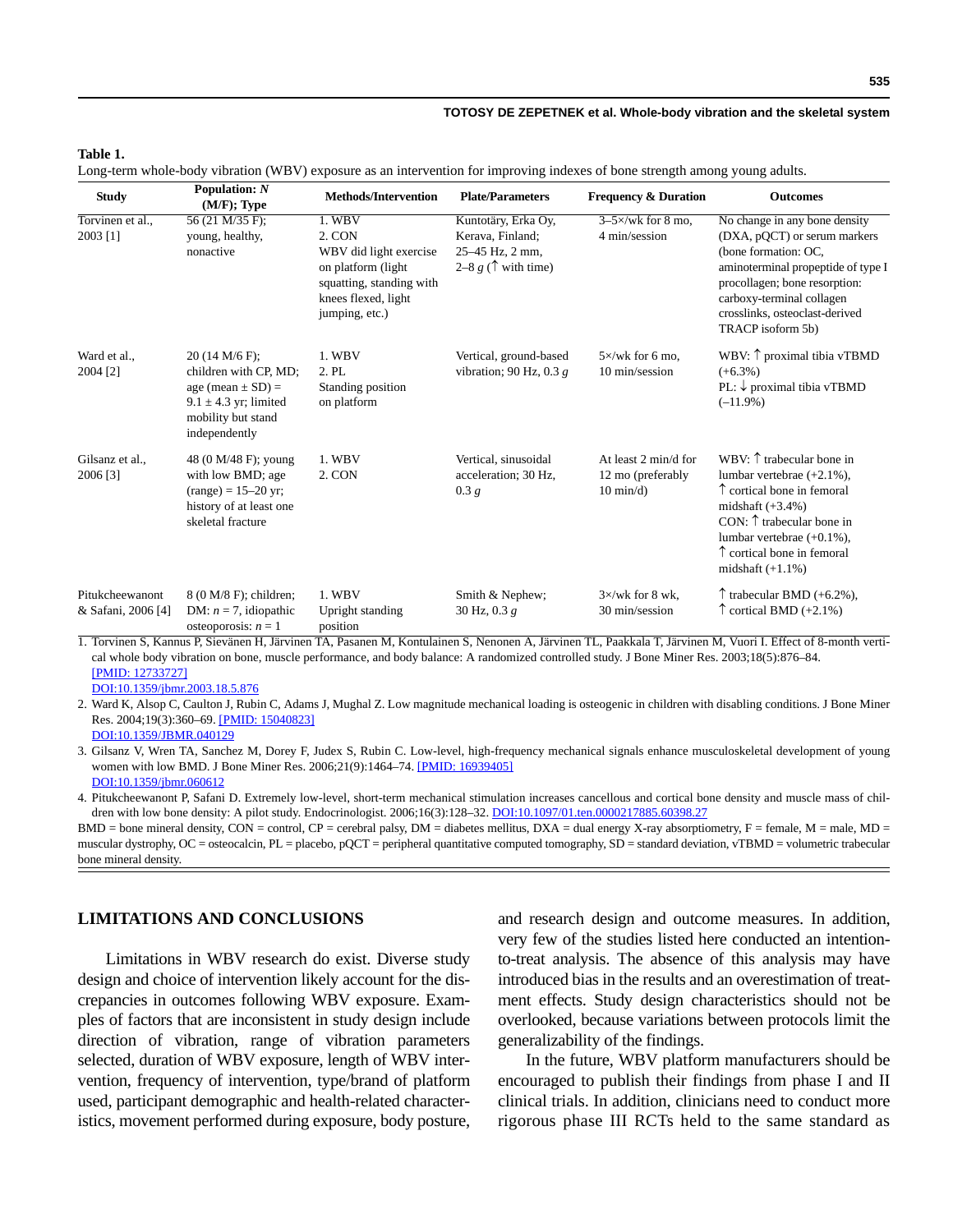**Table 1.**

Long-term whole-body vibration (WBV) exposure as an intervention for improving indexes of bone strength among young adults.

| Study | Population: *N* (M/F); Type | Methods/Intervention | Plate/Parameters | Frequency & Duration | Outcomes |
|---|---|---|---|---|---|
| Torvinen et al., 2003 [1] | 56 (21 M/35 F); young, healthy, nonactive | 1. WBV<br>2. CON<br>WBV did light exercise on platform (light squatting, standing with knees flexed, light jumping, etc.) | Kuntotäry, Erka Oy, Kerava, Finland; 25–45 Hz, 2 mm, 2–8 *g* (↑ with time) | 3–5×/wk for 8 mo, 4 min/session | No change in any bone density (DXA, pQCT) or serum markers (bone formation: OC, aminoterminal propeptide of type I procollagen; bone resorption: carboxy-terminal collagen crosslinks, osteoclast-derived TRACP isoform 5b) |
| Ward et al., 2004 [2] | 20 (14 M/6 F); children with CP, MD; age (mean ± SD) = 9.1 ± 4.3 yr; limited mobility but stand independently | 1. WBV<br>2. PL<br>Standing position on platform | Vertical, ground-based vibration; 90 Hz, 0.3 *g* | 5×/wk for 6 mo, 10 min/session | WBV: ↑ proximal tibia vTBMD (+6.3%)<br>PL: ↓ proximal tibia vTBMD (–11.9%) |
| Gilsanz et al., 2006 [3] | 48 (0 M/48 F); young with low BMD; age (range) = 15–20 yr; history of at least one skeletal fracture | 1. WBV<br>2. CON | Vertical, sinusoidal acceleration; 30 Hz, 0.3 *g* | At least 2 min/d for 12 mo (preferably 10 min/d) | WBV: ↑ trabecular bone in lumbar vertebrae (+2.1%), ↑ cortical bone in femoral midshaft (+3.4%)<br>CON: ↑ trabecular bone in lumbar vertebrae (+0.1%), ↑ cortical bone in femoral midshaft (+1.1%) |
| Pitukcheewanont & Safani, 2006 [4] | 8 (0 M/8 F); children; DM: *n* = 7, idiopathic osteoporosis: *n* = 1 | 1. WBV<br>Upright standing position | Smith & Nephew; 30 Hz, 0.3 *g* | 3×/wk for 8 wk, 30 min/session | ↑ trabecular BMD (+6.2%), ↑ cortical BMD (+2.1%) |

1. Torvinen S, Kannus P, Sievänen H, Järvinen TA, Pasanen M, Kontulainen S, Nenonen A, Järvinen TL, Paakkala T, Järvinen M, Vuori I. Effect of 8-month vertical whole body vibration on bone, muscle performance, and body balance: A randomized controlled study. J Bone Miner Res. 2003;18(5):876–84. [PMID: 12733727] DOI:10.1359/jbmr.2003.18.5.876
2. Ward K, Alsop C, Caulton J, Rubin C, Adams J, Mughal Z. Low magnitude mechanical loading is osteogenic in children with disabling conditions. J Bone Miner Res. 2004;19(3):360–69. [PMID: 15040823] DOI:10.1359/JBMR.040129
3. Gilsanz V, Wren TA, Sanchez M, Dorey F, Judex S, Rubin C. Low-level, high-frequency mechanical signals enhance musculoskeletal development of young women with low BMD. J Bone Miner Res. 2006;21(9):1464–74. [PMID: 16939405] DOI:10.1359/jbmr.060612
4. Pitukcheewanont P, Safani D. Extremely low-level, short-term mechanical stimulation increases cancellous and cortical bone density and muscle mass of children with low bone density: A pilot study. Endocrinologist. 2006;16(3):128–32. DOI:10.1097/01.ten.0000217885.60398.27

BMD = bone mineral density, CON = control, CP = cerebral palsy, DM = diabetes mellitus, DXA = dual energy X-ray absorptiometry, F = female, M = male, MD = muscular dystrophy, OC = osteocalcin, PL = placebo, pQCT = peripheral quantitative computed tomography, SD = standard deviation, vTBMD = volumetric trabecular bone mineral density.

## LIMITATIONS AND CONCLUSIONS

Limitations in WBV research do exist. Diverse study design and choice of intervention likely account for the discrepancies in outcomes following WBV exposure. Examples of factors that are inconsistent in study design include direction of vibration, range of vibration parameters selected, duration of WBV exposure, length of WBV intervention, frequency of intervention, type/brand of platform used, participant demographic and health-related characteristics, movement performed during exposure, body posture, and research design and outcome measures. In addition, very few of the studies listed here conducted an intention-to-treat analysis. The absence of this analysis may have introduced bias in the results and an overestimation of treatment effects. Study design characteristics should not be overlooked, because variations between protocols limit the generalizability of the findings.

In the future, WBV platform manufacturers should be encouraged to publish their findings from phase I and II clinical trials. In addition, clinicians need to conduct more rigorous phase III RCTs held to the same standard as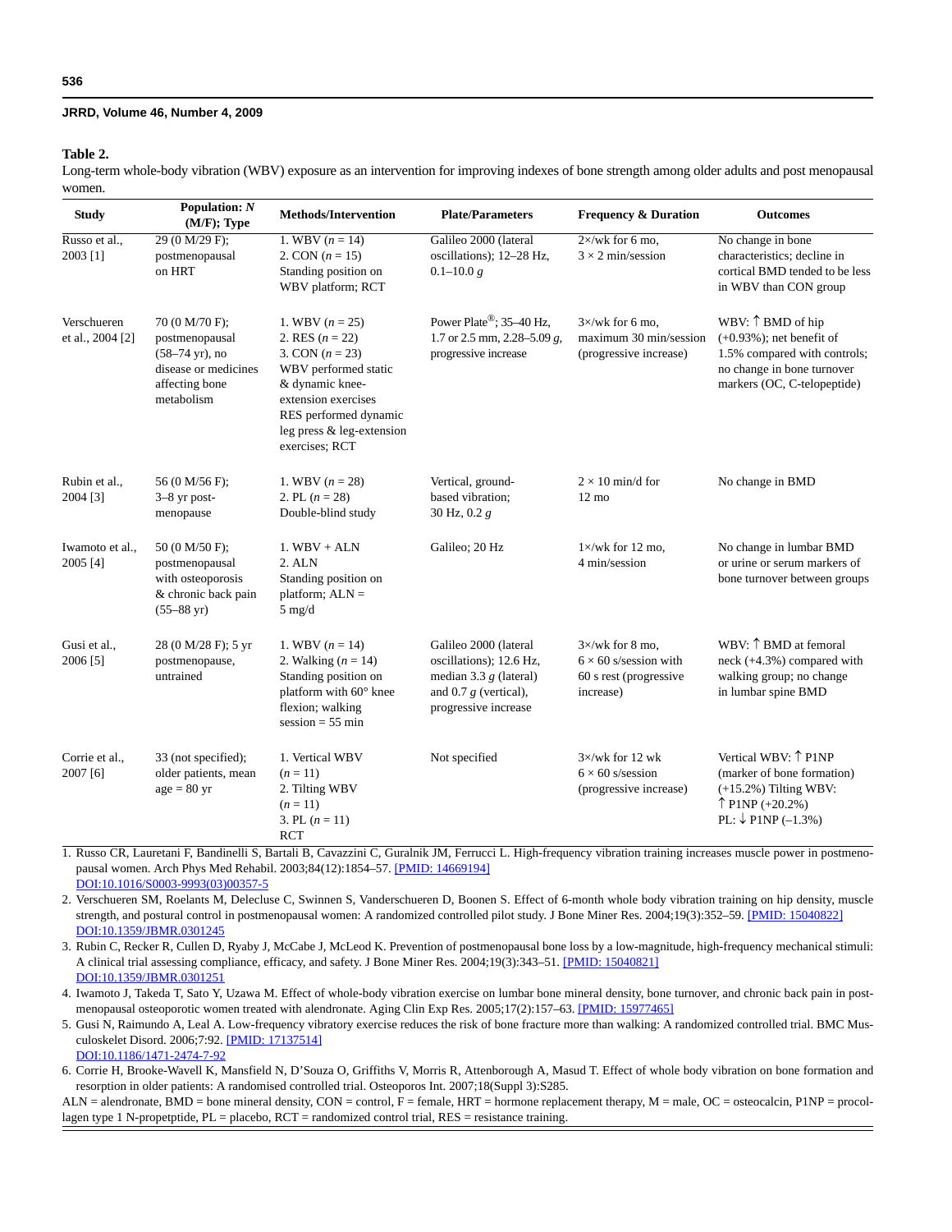**Table 2.**
Long-term whole-body vibration (WBV) exposure as an intervention for improving indexes of bone strength among older adults and post menopausal women.

| Study | Population: *N* (M/F); Type | Methods/Intervention | Plate/Parameters | Frequency & Duration | Outcomes |
|---|---|---|---|---|---|
| Russo et al., 2003 [1] | 29 (0 M/29 F); postmenopausal on HRT | 1. WBV (*n* = 14)<br>2. CON (*n* = 15)<br>Standing position on WBV platform; RCT | Galileo 2000 (lateral oscillations); 12–28 Hz, 0.1–10.0 *g* | 2×/wk for 6 mo, 3 × 2 min/session | No change in bone characteristics; decline in cortical BMD tended to be less in WBV than CON group |
| Verschueren et al., 2004 [2] | 70 (0 M/70 F); postmenopausal (58–74 yr), no disease or medicines affecting bone metabolism | 1. WBV (*n* = 25)<br>2. RES (*n* = 22)<br>3. CON (*n* = 23)<br>WBV performed static & dynamic knee-extension exercises<br>RES performed dynamic leg press & leg-extension exercises; RCT | Power Plate®; 35–40 Hz, 1.7 or 2.5 mm, 2.28–5.09 *g*, progressive increase | 3×/wk for 6 mo, maximum 30 min/session (progressive increase) | WBV: ↑ BMD of hip (+0.93%); net benefit of 1.5% compared with controls; no change in bone turnover markers (OC, C-telopeptide) |
| Rubin et al., 2004 [3] | 56 (0 M/56 F); 3–8 yr post-menopause | 1. WBV (*n* = 28)<br>2. PL (*n* = 28)<br>Double-blind study | Vertical, ground-based vibration; 30 Hz, 0.2 *g* | 2 × 10 min/d for 12 mo | No change in BMD |
| Iwamoto et al., 2005 [4] | 50 (0 M/50 F); postmenopausal with osteoporosis & chronic back pain (55–88 yr) | 1. WBV + ALN<br>2. ALN<br>Standing position on platform; ALN = 5 mg/d | Galileo; 20 Hz | 1×/wk for 12 mo, 4 min/session | No change in lumbar BMD or urine or serum markers of bone turnover between groups |
| Gusi et al., 2006 [5] | 28 (0 M/28 F); 5 yr postmenopause, untrained | 1. WBV (*n* = 14)<br>2. Walking (*n* = 14)<br>Standing position on platform with 60° knee flexion; walking session = 55 min | Galileo 2000 (lateral oscillations); 12.6 Hz, median 3.3 *g* (lateral) and 0.7 *g* (vertical), progressive increase | 3×/wk for 8 mo, 6 × 60 s/session with 60 s rest (progressive increase) | WBV: ↑ BMD at femoral neck (+4.3%) compared with walking group; no change in lumbar spine BMD |
| Corrie et al., 2007 [6] | 33 (not specified); older patients, mean age = 80 yr | 1. Vertical WBV (*n* = 11)<br>2. Tilting WBV (*n* = 11)<br>3. PL (*n* = 11)<br>RCT | Not specified | 3×/wk for 12 wk 6 × 60 s/session (progressive increase) | Vertical WBV: ↑ P1NP (marker of bone formation) (+15.2%) Tilting WBV: ↑ P1NP (+20.2%)<br>PL: ↓ P1NP (–1.3%) |

1. Russo CR, Lauretani F, Bandinelli S, Bartali B, Cavazzini C, Guralnik JM, Ferrucci L. High-frequency vibration training increases muscle power in postmenopausal women. Arch Phys Med Rehabil. 2003;84(12):1854–57. [PMID: 14669194] DOI:10.1016/S0003-9993(03)00357-5
2. Verschueren SM, Roelants M, Delecluse C, Swinnen S, Vanderschueren D, Boonen S. Effect of 6-month whole body vibration training on hip density, muscle strength, and postural control in postmenopausal women: A randomized controlled pilot study. J Bone Miner Res. 2004;19(3):352–59. [PMID: 15040822] DOI:10.1359/JBMR.0301245
3. Rubin C, Recker R, Cullen D, Ryaby J, McCabe J, McLeod K. Prevention of postmenopausal bone loss by a low-magnitude, high-frequency mechanical stimuli: A clinical trial assessing compliance, efficacy, and safety. J Bone Miner Res. 2004;19(3):343–51. [PMID: 15040821] DOI:10.1359/JBMR.0301251
4. Iwamoto J, Takeda T, Sato Y, Uzawa M. Effect of whole-body vibration exercise on lumbar bone mineral density, bone turnover, and chronic back pain in post-menopausal osteoporotic women treated with alendronate. Aging Clin Exp Res. 2005;17(2):157–63. [PMID: 15977465]
5. Gusi N, Raimundo A, Leal A. Low-frequency vibratory exercise reduces the risk of bone fracture more than walking: A randomized controlled trial. BMC Musculoskelet Disord. 2006;7:92. [PMID: 17137514] DOI:10.1186/1471-2474-7-92
6. Corrie H, Brooke-Wavell K, Mansfield N, D'Souza O, Griffiths V, Morris R, Attenborough A, Masud T. Effect of whole body vibration on bone formation and resorption in older patients: A randomised controlled trial. Osteoporos Int. 2007;18(Suppl 3):S285.

ALN = alendronate, BMD = bone mineral density, CON = control, F = female, HRT = hormone replacement therapy, M = male, OC = osteocalcin, P1NP = procollagen type 1 N-propetptide, PL = placebo, RCT = randomized control trial, RES = resistance training.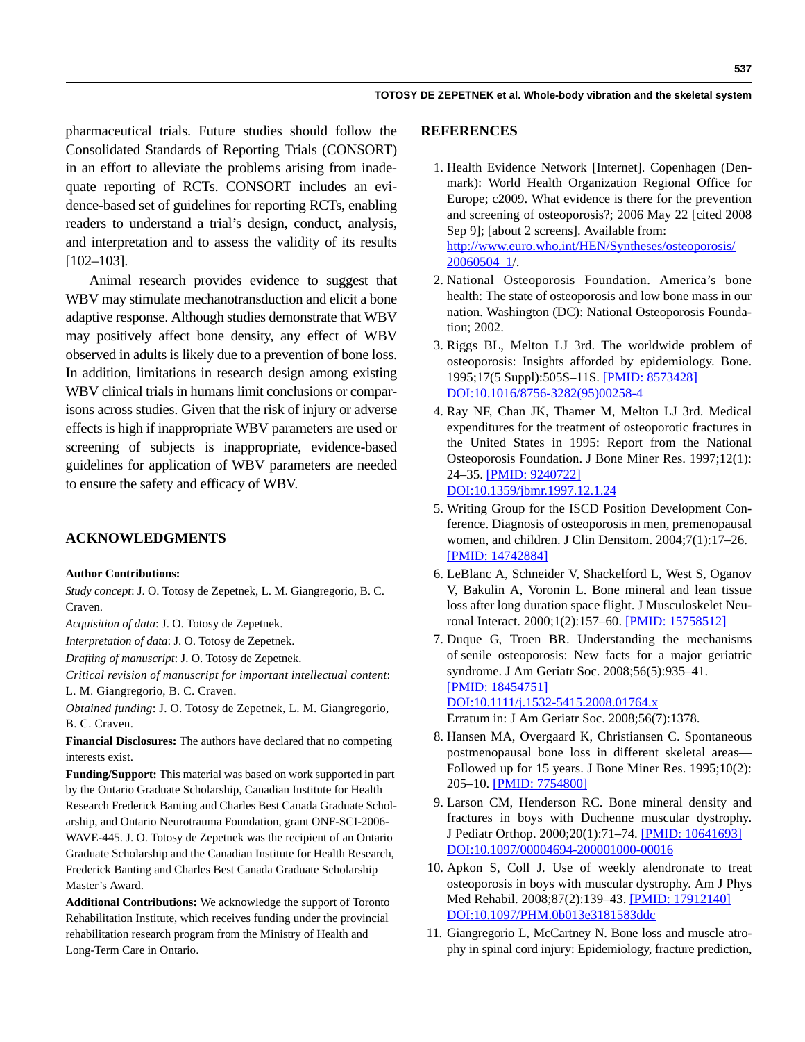pharmaceutical trials. Future studies should follow the Consolidated Standards of Reporting Trials (CONSORT) in an effort to alleviate the problems arising from inadequate reporting of RCTs. CONSORT includes an evidence-based set of guidelines for reporting RCTs, enabling readers to understand a trial's design, conduct, analysis, and interpretation and to assess the validity of its results [102–103].

Animal research provides evidence to suggest that WBV may stimulate mechanotransduction and elicit a bone adaptive response. Although studies demonstrate that WBV may positively affect bone density, any effect of WBV observed in adults is likely due to a prevention of bone loss. In addition, limitations in research design among existing WBV clinical trials in humans limit conclusions or comparisons across studies. Given that the risk of injury or adverse effects is high if inappropriate WBV parameters are used or screening of subjects is inappropriate, evidence-based guidelines for application of WBV parameters are needed to ensure the safety and efficacy of WBV.

## ACKNOWLEDGMENTS

**Author Contributions:**

*Study concept*: J. O. Totosy de Zepetnek, L. M. Giangregorio, B. C. Craven.

*Acquisition of data*: J. O. Totosy de Zepetnek.

*Interpretation of data*: J. O. Totosy de Zepetnek.

*Drafting of manuscript*: J. O. Totosy de Zepetnek.

*Critical revision of manuscript for important intellectual content*: L. M. Giangregorio, B. C. Craven.

*Obtained funding*: J. O. Totosy de Zepetnek, L. M. Giangregorio, B. C. Craven.

**Financial Disclosures:** The authors have declared that no competing interests exist.

**Funding/Support:** This material was based on work supported in part by the Ontario Graduate Scholarship, Canadian Institute for Health Research Frederick Banting and Charles Best Canada Graduate Scholarship, and Ontario Neurotrauma Foundation, grant ONF-SCI-2006-WAVE-445. J. O. Totosy de Zepetnek was the recipient of an Ontario Graduate Scholarship and the Canadian Institute for Health Research, Frederick Banting and Charles Best Canada Graduate Scholarship Master's Award.

**Additional Contributions:** We acknowledge the support of Toronto Rehabilitation Institute, which receives funding under the provincial rehabilitation research program from the Ministry of Health and Long-Term Care in Ontario.

## REFERENCES

1. Health Evidence Network [Internet]. Copenhagen (Denmark): World Health Organization Regional Office for Europe; c2009. What evidence is there for the prevention and screening of osteoporosis?; 2006 May 22 [cited 2008 Sep 9]; [about 2 screens]. Available from: http://www.euro.who.int/HEN/Syntheses/osteoporosis/20060504_1/.
2. National Osteoporosis Foundation. America's bone health: The state of osteoporosis and low bone mass in our nation. Washington (DC): National Osteoporosis Foundation; 2002.
3. Riggs BL, Melton LJ 3rd. The worldwide problem of osteoporosis: Insights afforded by epidemiology. Bone. 1995;17(5 Suppl):505S–11S. [PMID: 8573428] DOI:10.1016/8756-3282(95)00258-4
4. Ray NF, Chan JK, Thamer M, Melton LJ 3rd. Medical expenditures for the treatment of osteoporotic fractures in the United States in 1995: Report from the National Osteoporosis Foundation. J Bone Miner Res. 1997;12(1): 24–35. [PMID: 9240722] DOI:10.1359/jbmr.1997.12.1.24
5. Writing Group for the ISCD Position Development Conference. Diagnosis of osteoporosis in men, premenopausal women, and children. J Clin Densitom. 2004;7(1):17–26. [PMID: 14742884]
6. LeBlanc A, Schneider V, Shackelford L, West S, Oganov V, Bakulin A, Voronin L. Bone mineral and lean tissue loss after long duration space flight. J Musculoskelet Neuronal Interact. 2000;1(2):157–60. [PMID: 15758512]
7. Duque G, Troen BR. Understanding the mechanisms of senile osteoporosis: New facts for a major geriatric syndrome. J Am Geriatr Soc. 2008;56(5):935–41. [PMID: 18454751] DOI:10.1111/j.1532-5415.2008.01764.x Erratum in: J Am Geriatr Soc. 2008;56(7):1378.
8. Hansen MA, Overgaard K, Christiansen C. Spontaneous postmenopausal bone loss in different skeletal areas—Followed up for 15 years. J Bone Miner Res. 1995;10(2): 205–10. [PMID: 7754800]
9. Larson CM, Henderson RC. Bone mineral density and fractures in boys with Duchenne muscular dystrophy. J Pediatr Orthop. 2000;20(1):71–74. [PMID: 10641693] DOI:10.1097/00004694-200001000-00016
10. Apkon S, Coll J. Use of weekly alendronate to treat osteoporosis in boys with muscular dystrophy. Am J Phys Med Rehabil. 2008;87(2):139–43. [PMID: 17912140] DOI:10.1097/PHM.0b013e3181583ddc
11. Giangregorio L, McCartney N. Bone loss and muscle atrophy in spinal cord injury: Epidemiology, fracture prediction,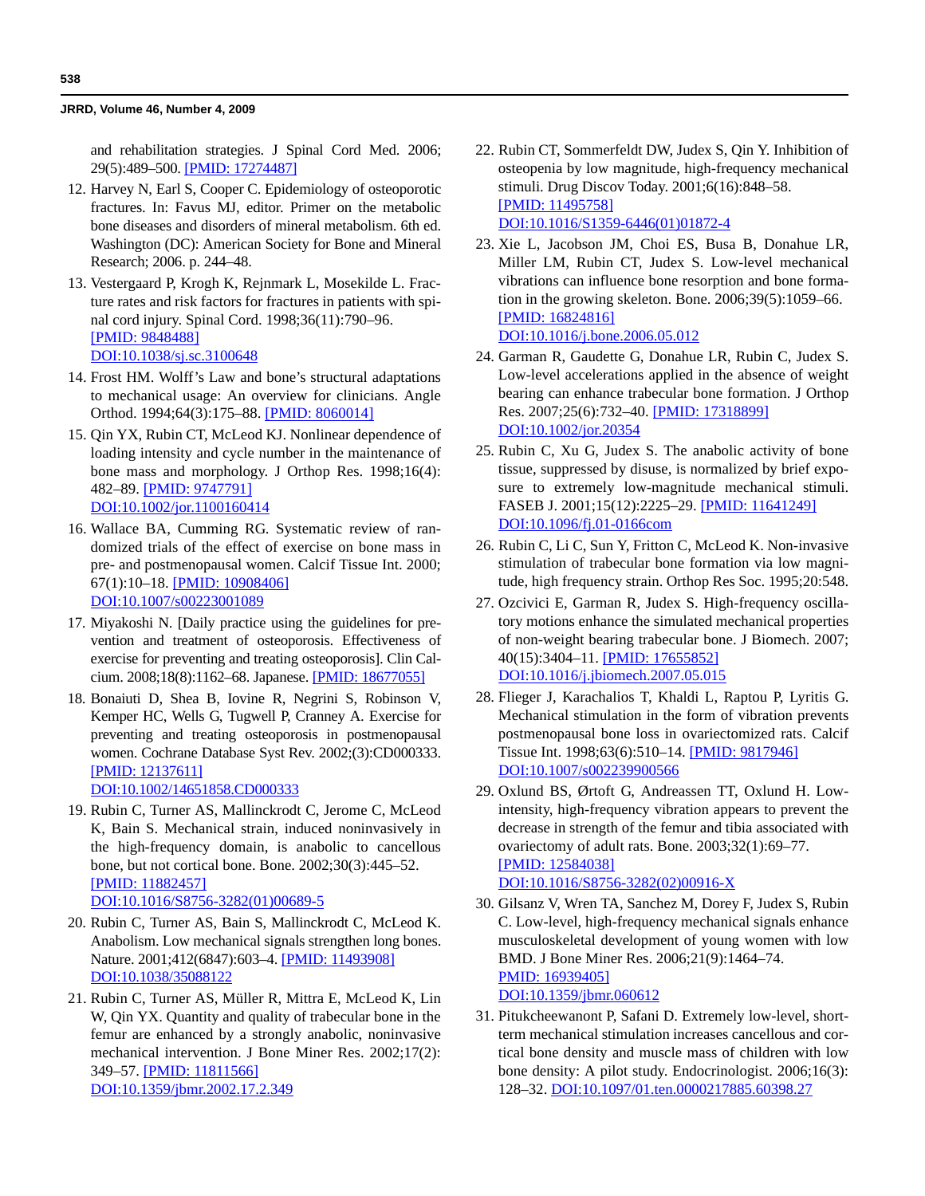and rehabilitation strategies. J Spinal Cord Med. 2006;29(5):489–500. [PMID: 17274487]

12. Harvey N, Earl S, Cooper C. Epidemiology of osteoporotic fractures. In: Favus MJ, editor. Primer on the metabolic bone diseases and disorders of mineral metabolism. 6th ed. Washington (DC): American Society for Bone and Mineral Research; 2006. p. 244–48.
13. Vestergaard P, Krogh K, Rejnmark L, Mosekilde L. Fracture rates and risk factors for fractures in patients with spinal cord injury. Spinal Cord. 1998;36(11):790–96. [PMID: 9848488] DOI:10.1038/sj.sc.3100648
14. Frost HM. Wolff's Law and bone's structural adaptations to mechanical usage: An overview for clinicians. Angle Orthod. 1994;64(3):175–88. [PMID: 8060014]
15. Qin YX, Rubin CT, McLeod KJ. Nonlinear dependence of loading intensity and cycle number in the maintenance of bone mass and morphology. J Orthop Res. 1998;16(4):482–89. [PMID: 9747791] DOI:10.1002/jor.1100160414
16. Wallace BA, Cumming RG. Systematic review of randomized trials of the effect of exercise on bone mass in pre- and postmenopausal women. Calcif Tissue Int. 2000;67(1):10–18. [PMID: 10908406] DOI:10.1007/s00223001089
17. Miyakoshi N. [Daily practice using the guidelines for prevention and treatment of osteoporosis. Effectiveness of exercise for preventing and treating osteoporosis]. Clin Calcium. 2008;18(8):1162–68. Japanese. [PMID: 18677055]
18. Bonaiuti D, Shea B, Iovine R, Negrini S, Robinson V, Kemper HC, Wells G, Tugwell P, Cranney A. Exercise for preventing and treating osteoporosis in postmenopausal women. Cochrane Database Syst Rev. 2002;(3):CD000333. [PMID: 12137611] DOI:10.1002/14651858.CD000333
19. Rubin C, Turner AS, Mallinckrodt C, Jerome C, McLeod K, Bain S. Mechanical strain, induced noninvasively in the high-frequency domain, is anabolic to cancellous bone, but not cortical bone. Bone. 2002;30(3):445–52. [PMID: 11882457] DOI:10.1016/S8756-3282(01)00689-5
20. Rubin C, Turner AS, Bain S, Mallinckrodt C, McLeod K. Anabolism. Low mechanical signals strengthen long bones. Nature. 2001;412(6847):603–4. [PMID: 11493908] DOI:10.1038/35088122
21. Rubin C, Turner AS, Müller R, Mittra E, McLeod K, Lin W, Qin YX. Quantity and quality of trabecular bone in the femur are enhanced by a strongly anabolic, noninvasive mechanical intervention. J Bone Miner Res. 2002;17(2):349–57. [PMID: 11811566] DOI:10.1359/jbmr.2002.17.2.349
22. Rubin CT, Sommerfeldt DW, Judex S, Qin Y. Inhibition of osteopenia by low magnitude, high-frequency mechanical stimuli. Drug Discov Today. 2001;6(16):848–58. [PMID: 11495758] DOI:10.1016/S1359-6446(01)01872-4
23. Xie L, Jacobson JM, Choi ES, Busa B, Donahue LR, Miller LM, Rubin CT, Judex S. Low-level mechanical vibrations can influence bone resorption and bone formation in the growing skeleton. Bone. 2006;39(5):1059–66. [PMID: 16824816] DOI:10.1016/j.bone.2006.05.012
24. Garman R, Gaudette G, Donahue LR, Rubin C, Judex S. Low-level accelerations applied in the absence of weight bearing can enhance trabecular bone formation. J Orthop Res. 2007;25(6):732–40. [PMID: 17318899] DOI:10.1002/jor.20354
25. Rubin C, Xu G, Judex S. The anabolic activity of bone tissue, suppressed by disuse, is normalized by brief exposure to extremely low-magnitude mechanical stimuli. FASEB J. 2001;15(12):2225–29. [PMID: 11641249] DOI:10.1096/fj.01-0166com
26. Rubin C, Li C, Sun Y, Fritton C, McLeod K. Non-invasive stimulation of trabecular bone formation via low magnitude, high frequency strain. Orthop Res Soc. 1995;20:548.
27. Ozcivici E, Garman R, Judex S. High-frequency oscillatory motions enhance the simulated mechanical properties of non-weight bearing trabecular bone. J Biomech. 2007;40(15):3404–11. [PMID: 17655852] DOI:10.1016/j.jbiomech.2007.05.015
28. Flieger J, Karachalios T, Khaldi L, Raptou P, Lyritis G. Mechanical stimulation in the form of vibration prevents postmenopausal bone loss in ovariectomized rats. Calcif Tissue Int. 1998;63(6):510–14. [PMID: 9817946] DOI:10.1007/s002239900566
29. Oxlund BS, Ørtoft G, Andreassen TT, Oxlund H. Low-intensity, high-frequency vibration appears to prevent the decrease in strength of the femur and tibia associated with ovariectomy of adult rats. Bone. 2003;32(1):69–77. [PMID: 12584038] DOI:10.1016/S8756-3282(02)00916-X
30. Gilsanz V, Wren TA, Sanchez M, Dorey F, Judex S, Rubin C. Low-level, high-frequency mechanical signals enhance musculoskeletal development of young women with low BMD. J Bone Miner Res. 2006;21(9):1464–74. PMID: 16939405] DOI:10.1359/jbmr.060612
31. Pitukcheewanont P, Safani D. Extremely low-level, short-term mechanical stimulation increases cancellous and cortical bone density and muscle mass of children with low bone density: A pilot study. Endocrinologist. 2006;16(3):128–32. DOI:10.1097/01.ten.0000217885.60398.27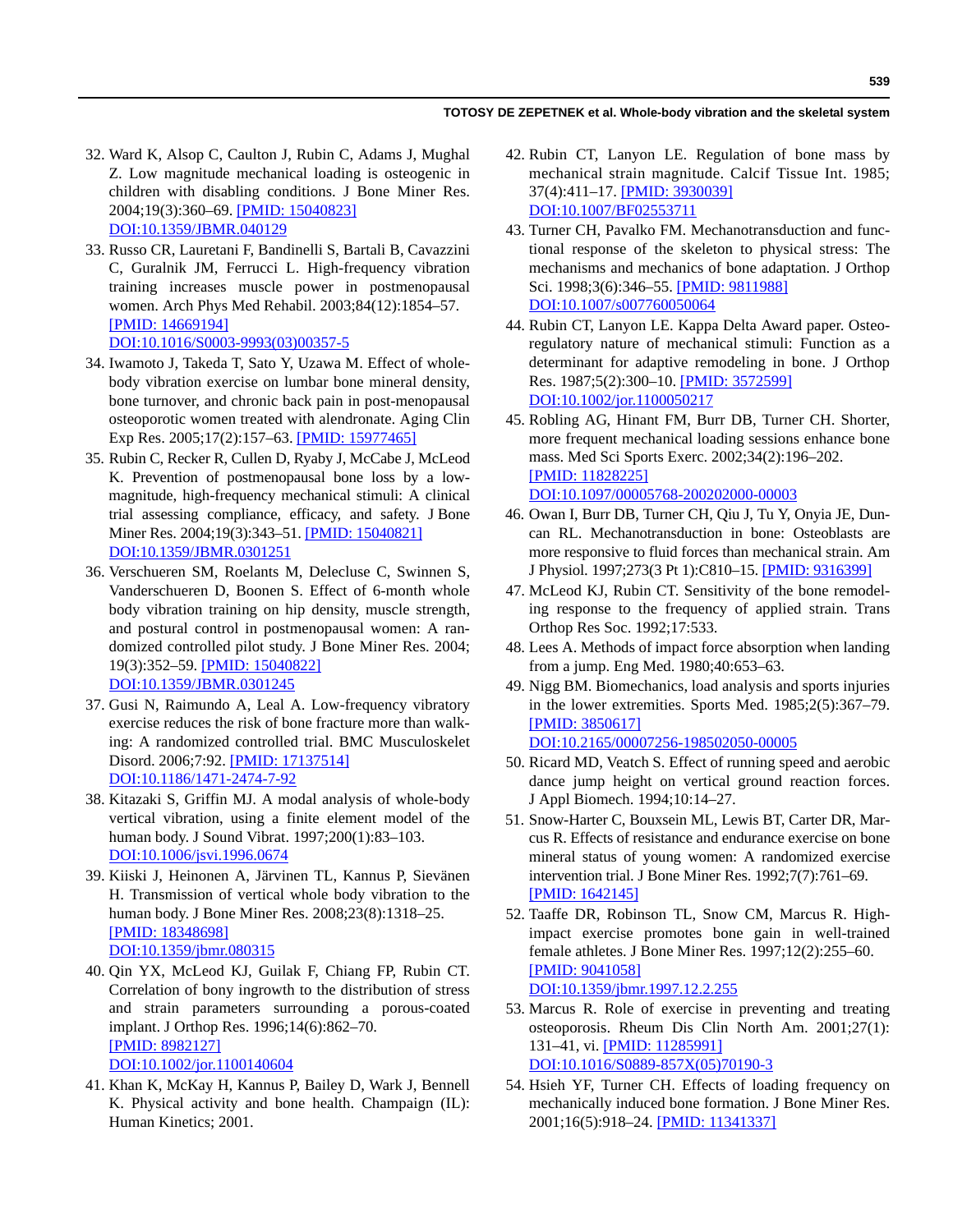32. Ward K, Alsop C, Caulton J, Rubin C, Adams J, Mughal Z. Low magnitude mechanical loading is osteogenic in children with disabling conditions. J Bone Miner Res. 2004;19(3):360–69. [PMID: 15040823] DOI:10.1359/JBMR.040129
33. Russo CR, Lauretani F, Bandinelli S, Bartali B, Cavazzini C, Guralnik JM, Ferrucci L. High-frequency vibration training increases muscle power in postmenopausal women. Arch Phys Med Rehabil. 2003;84(12):1854–57. [PMID: 14669194] DOI:10.1016/S0003-9993(03)00357-5
34. Iwamoto J, Takeda T, Sato Y, Uzawa M. Effect of whole-body vibration exercise on lumbar bone mineral density, bone turnover, and chronic back pain in post-menopausal osteoporotic women treated with alendronate. Aging Clin Exp Res. 2005;17(2):157–63. [PMID: 15977465]
35. Rubin C, Recker R, Cullen D, Ryaby J, McCabe J, McLeod K. Prevention of postmenopausal bone loss by a low-magnitude, high-frequency mechanical stimuli: A clinical trial assessing compliance, efficacy, and safety. J Bone Miner Res. 2004;19(3):343–51. [PMID: 15040821] DOI:10.1359/JBMR.0301251
36. Verschueren SM, Roelants M, Delecluse C, Swinnen S, Vanderschueren D, Boonen S. Effect of 6-month whole body vibration training on hip density, muscle strength, and postural control in postmenopausal women: A randomized controlled pilot study. J Bone Miner Res. 2004; 19(3):352–59. [PMID: 15040822] DOI:10.1359/JBMR.0301245
37. Gusi N, Raimundo A, Leal A. Low-frequency vibratory exercise reduces the risk of bone fracture more than walking: A randomized controlled trial. BMC Musculoskelet Disord. 2006;7:92. [PMID: 17137514] DOI:10.1186/1471-2474-7-92
38. Kitazaki S, Griffin MJ. A modal analysis of whole-body vertical vibration, using a finite element model of the human body. J Sound Vibrat. 1997;200(1):83–103. DOI:10.1006/jsvi.1996.0674
39. Kiiski J, Heinonen A, Järvinen TL, Kannus P, Sievänen H. Transmission of vertical whole body vibration to the human body. J Bone Miner Res. 2008;23(8):1318–25. [PMID: 18348698] DOI:10.1359/jbmr.080315
40. Qin YX, McLeod KJ, Guilak F, Chiang FP, Rubin CT. Correlation of bony ingrowth to the distribution of stress and strain parameters surrounding a porous-coated implant. J Orthop Res. 1996;14(6):862–70. [PMID: 8982127] DOI:10.1002/jor.1100140604
41. Khan K, McKay H, Kannus P, Bailey D, Wark J, Bennell K. Physical activity and bone health. Champaign (IL): Human Kinetics; 2001.
42. Rubin CT, Lanyon LE. Regulation of bone mass by mechanical strain magnitude. Calcif Tissue Int. 1985; 37(4):411–17. [PMID: 3930039] DOI:10.1007/BF02553711
43. Turner CH, Pavalko FM. Mechanotransduction and functional response of the skeleton to physical stress: The mechanisms and mechanics of bone adaptation. J Orthop Sci. 1998;3(6):346–55. [PMID: 9811988] DOI:10.1007/s007760050064
44. Rubin CT, Lanyon LE. Kappa Delta Award paper. Osteoregulatory nature of mechanical stimuli: Function as a determinant for adaptive remodeling in bone. J Orthop Res. 1987;5(2):300–10. [PMID: 3572599] DOI:10.1002/jor.1100050217
45. Robling AG, Hinant FM, Burr DB, Turner CH. Shorter, more frequent mechanical loading sessions enhance bone mass. Med Sci Sports Exerc. 2002;34(2):196–202. [PMID: 11828225] DOI:10.1097/00005768-200202000-00003
46. Owan I, Burr DB, Turner CH, Qiu J, Tu Y, Onyia JE, Duncan RL. Mechanotransduction in bone: Osteoblasts are more responsive to fluid forces than mechanical strain. Am J Physiol. 1997;273(3 Pt 1):C810–15. [PMID: 9316399]
47. McLeod KJ, Rubin CT. Sensitivity of the bone remodeling response to the frequency of applied strain. Trans Orthop Res Soc. 1992;17:533.
48. Lees A. Methods of impact force absorption when landing from a jump. Eng Med. 1980;40:653–63.
49. Nigg BM. Biomechanics, load analysis and sports injuries in the lower extremities. Sports Med. 1985;2(5):367–79. [PMID: 3850617] DOI:10.2165/00007256-198502050-00005
50. Ricard MD, Veatch S. Effect of running speed and aerobic dance jump height on vertical ground reaction forces. J Appl Biomech. 1994;10:14–27.
51. Snow-Harter C, Bouxsein ML, Lewis BT, Carter DR, Marcus R. Effects of resistance and endurance exercise on bone mineral status of young women: A randomized exercise intervention trial. J Bone Miner Res. 1992;7(7):761–69. [PMID: 1642145]
52. Taaffe DR, Robinson TL, Snow CM, Marcus R. High-impact exercise promotes bone gain in well-trained female athletes. J Bone Miner Res. 1997;12(2):255–60. [PMID: 9041058] DOI:10.1359/jbmr.1997.12.2.255
53. Marcus R. Role of exercise in preventing and treating osteoporosis. Rheum Dis Clin North Am. 2001;27(1): 131–41, vi. [PMID: 11285991] DOI:10.1016/S0889-857X(05)70190-3
54. Hsieh YF, Turner CH. Effects of loading frequency on mechanically induced bone formation. J Bone Miner Res. 2001;16(5):918–24. [PMID: 11341337]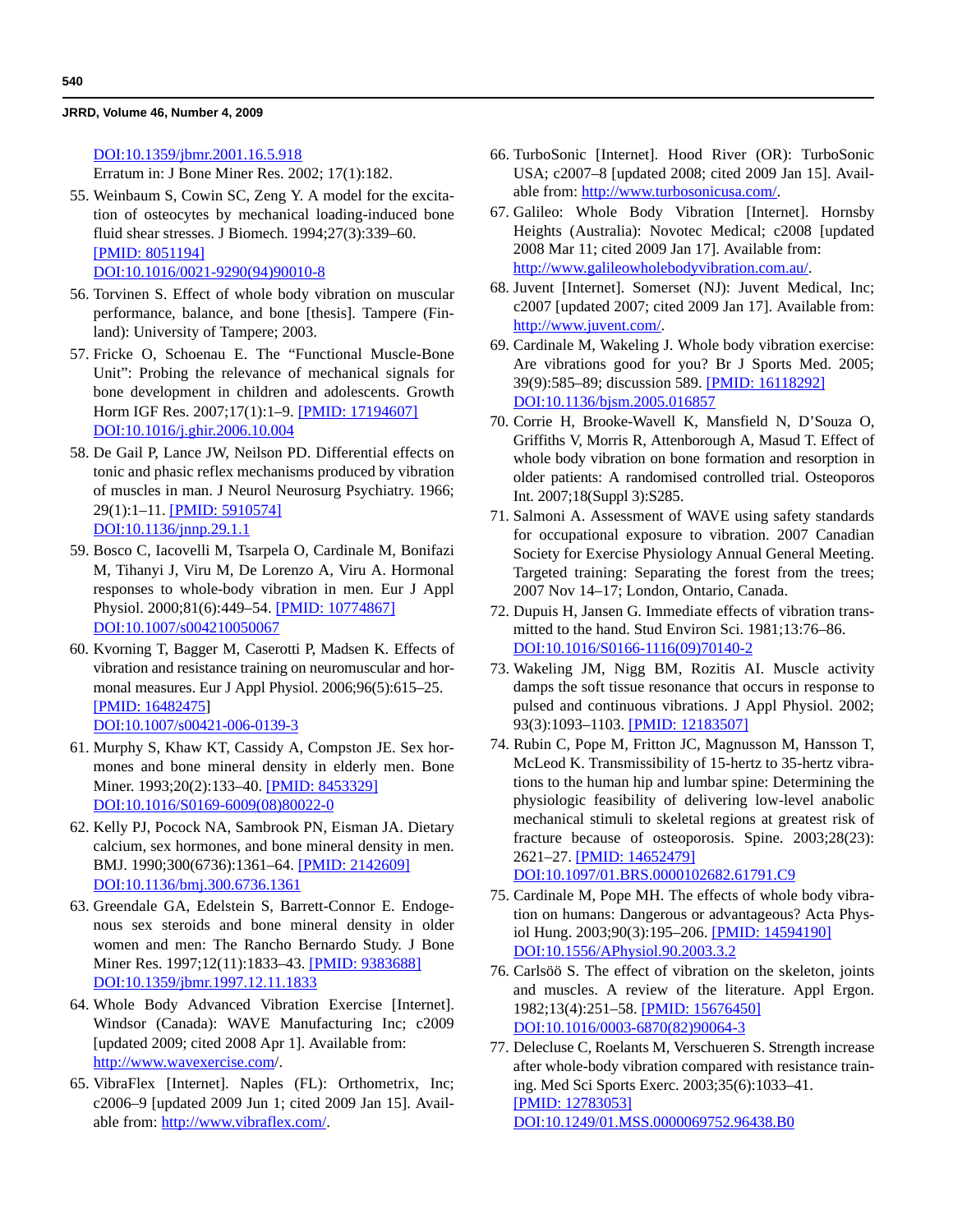DOI:10.1359/jbmr.2001.16.5.918
Erratum in: J Bone Miner Res. 2002; 17(1):182.

55. Weinbaum S, Cowin SC, Zeng Y. A model for the excitation of osteocytes by mechanical loading-induced bone fluid shear stresses. J Biomech. 1994;27(3):339–60. [PMID: 8051194] DOI:10.1016/0021-9290(94)90010-8
56. Torvinen S. Effect of whole body vibration on muscular performance, balance, and bone [thesis]. Tampere (Finland): University of Tampere; 2003.
57. Fricke O, Schoenau E. The "Functional Muscle-Bone Unit": Probing the relevance of mechanical signals for bone development in children and adolescents. Growth Horm IGF Res. 2007;17(1):1–9. [PMID: 17194607] DOI:10.1016/j.ghir.2006.10.004
58. De Gail P, Lance JW, Neilson PD. Differential effects on tonic and phasic reflex mechanisms produced by vibration of muscles in man. J Neurol Neurosurg Psychiatry. 1966; 29(1):1–11. [PMID: 5910574] DOI:10.1136/jnnp.29.1.1
59. Bosco C, Iacovelli M, Tsarpela O, Cardinale M, Bonifazi M, Tihanyi J, Viru M, De Lorenzo A, Viru A. Hormonal responses to whole-body vibration in men. Eur J Appl Physiol. 2000;81(6):449–54. [PMID: 10774867] DOI:10.1007/s004210050067
60. Kvorning T, Bagger M, Caserotti P, Madsen K. Effects of vibration and resistance training on neuromuscular and hormonal measures. Eur J Appl Physiol. 2006;96(5):615–25. [PMID: 16482475] DOI:10.1007/s00421-006-0139-3
61. Murphy S, Khaw KT, Cassidy A, Compston JE. Sex hormones and bone mineral density in elderly men. Bone Miner. 1993;20(2):133–40. [PMID: 8453329] DOI:10.1016/S0169-6009(08)80022-0
62. Kelly PJ, Pocock NA, Sambrook PN, Eisman JA. Dietary calcium, sex hormones, and bone mineral density in men. BMJ. 1990;300(6736):1361–64. [PMID: 2142609] DOI:10.1136/bmj.300.6736.1361
63. Greendale GA, Edelstein S, Barrett-Connor E. Endogenous sex steroids and bone mineral density in older women and men: The Rancho Bernardo Study. J Bone Miner Res. 1997;12(11):1833–43. [PMID: 9383688] DOI:10.1359/jbmr.1997.12.11.1833
64. Whole Body Advanced Vibration Exercise [Internet]. Windsor (Canada): WAVE Manufacturing Inc; c2009 [updated 2009; cited 2008 Apr 1]. Available from: http://www.wavexercise.com/.
65. VibraFlex [Internet]. Naples (FL): Orthometrix, Inc; c2006–9 [updated 2009 Jun 1; cited 2009 Jan 15]. Available from: http://www.vibraflex.com/.
66. TurboSonic [Internet]. Hood River (OR): TurboSonic USA; c2007–8 [updated 2008; cited 2009 Jan 15]. Available from: http://www.turbosonicusa.com/.
67. Galileo: Whole Body Vibration [Internet]. Hornsby Heights (Australia): Novotec Medical; c2008 [updated 2008 Mar 11; cited 2009 Jan 17]. Available from: http://www.galileowholebodyvibration.com.au/.
68. Juvent [Internet]. Somerset (NJ): Juvent Medical, Inc; c2007 [updated 2007; cited 2009 Jan 17]. Available from: http://www.juvent.com/.
69. Cardinale M, Wakeling J. Whole body vibration exercise: Are vibrations good for you? Br J Sports Med. 2005; 39(9):585–89; discussion 589. [PMID: 16118292] DOI:10.1136/bjsm.2005.016857
70. Corrie H, Brooke-Wavell K, Mansfield N, D'Souza O, Griffiths V, Morris R, Attenborough A, Masud T. Effect of whole body vibration on bone formation and resorption in older patients: A randomised controlled trial. Osteoporos Int. 2007;18(Suppl 3):S285.
71. Salmoni A. Assessment of WAVE using safety standards for occupational exposure to vibration. 2007 Canadian Society for Exercise Physiology Annual General Meeting. Targeted training: Separating the forest from the trees; 2007 Nov 14–17; London, Ontario, Canada.
72. Dupuis H, Jansen G. Immediate effects of vibration transmitted to the hand. Stud Environ Sci. 1981;13:76–86. DOI:10.1016/S0166-1116(09)70140-2
73. Wakeling JM, Nigg BM, Rozitis AI. Muscle activity damps the soft tissue resonance that occurs in response to pulsed and continuous vibrations. J Appl Physiol. 2002; 93(3):1093–1103. [PMID: 12183507]
74. Rubin C, Pope M, Fritton JC, Magnusson M, Hansson T, McLeod K. Transmissibility of 15-hertz to 35-hertz vibrations to the human hip and lumbar spine: Determining the physiologic feasibility of delivering low-level anabolic mechanical stimuli to skeletal regions at greatest risk of fracture because of osteoporosis. Spine. 2003;28(23): 2621–27. [PMID: 14652479] DOI:10.1097/01.BRS.0000102682.61791.C9
75. Cardinale M, Pope MH. The effects of whole body vibration on humans: Dangerous or advantageous? Acta Physiol Hung. 2003;90(3):195–206. [PMID: 14594190] DOI:10.1556/APhysiol.90.2003.3.2
76. Carlsöö S. The effect of vibration on the skeleton, joints and muscles. A review of the literature. Appl Ergon. 1982;13(4):251–58. [PMID: 15676450] DOI:10.1016/0003-6870(82)90064-3
77. Delecluse C, Roelants M, Verschueren S. Strength increase after whole-body vibration compared with resistance training. Med Sci Sports Exerc. 2003;35(6):1033–41. [PMID: 12783053] DOI:10.1249/01.MSS.0000069752.96438.B0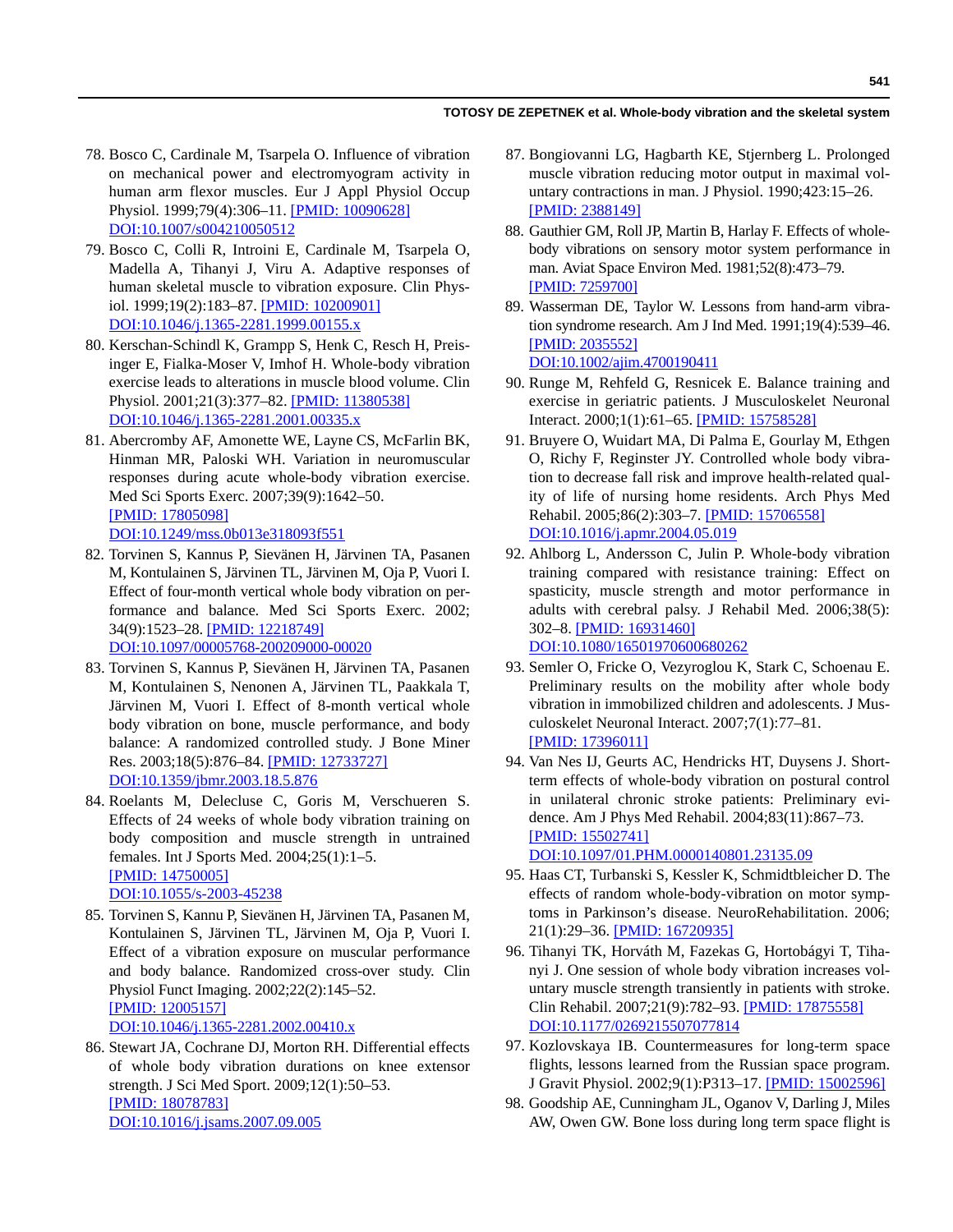78. Bosco C, Cardinale M, Tsarpela O. Influence of vibration on mechanical power and electromyogram activity in human arm flexor muscles. Eur J Appl Physiol Occup Physiol. 1999;79(4):306–11. [PMID: 10090628] DOI:10.1007/s004210050512
79. Bosco C, Colli R, Introini E, Cardinale M, Tsarpela O, Madella A, Tihanyi J, Viru A. Adaptive responses of human skeletal muscle to vibration exposure. Clin Physiol. 1999;19(2):183–87. [PMID: 10200901] DOI:10.1046/j.1365-2281.1999.00155.x
80. Kerschan-Schindl K, Grampp S, Henk C, Resch H, Preisinger E, Fialka-Moser V, Imhof H. Whole-body vibration exercise leads to alterations in muscle blood volume. Clin Physiol. 2001;21(3):377–82. [PMID: 11380538] DOI:10.1046/j.1365-2281.2001.00335.x
81. Abercromby AF, Amonette WE, Layne CS, McFarlin BK, Hinman MR, Paloski WH. Variation in neuromuscular responses during acute whole-body vibration exercise. Med Sci Sports Exerc. 2007;39(9):1642–50. [PMID: 17805098] DOI:10.1249/mss.0b013e318093f551
82. Torvinen S, Kannus P, Sievänen H, Järvinen TA, Pasanen M, Kontulainen S, Järvinen TL, Järvinen M, Oja P, Vuori I. Effect of four-month vertical whole body vibration on performance and balance. Med Sci Sports Exerc. 2002; 34(9):1523–28. [PMID: 12218749] DOI:10.1097/00005768-200209000-00020
83. Torvinen S, Kannus P, Sievänen H, Järvinen TA, Pasanen M, Kontulainen S, Nenonen A, Järvinen TL, Paakkala T, Järvinen M, Vuori I. Effect of 8-month vertical whole body vibration on bone, muscle performance, and body balance: A randomized controlled study. J Bone Miner Res. 2003;18(5):876–84. [PMID: 12733727] DOI:10.1359/jbmr.2003.18.5.876
84. Roelants M, Delecluse C, Goris M, Verschueren S. Effects of 24 weeks of whole body vibration training on body composition and muscle strength in untrained females. Int J Sports Med. 2004;25(1):1–5. [PMID: 14750005] DOI:10.1055/s-2003-45238
85. Torvinen S, Kannu P, Sievänen H, Järvinen TA, Pasanen M, Kontulainen S, Järvinen TL, Järvinen M, Oja P, Vuori I. Effect of a vibration exposure on muscular performance and body balance. Randomized cross-over study. Clin Physiol Funct Imaging. 2002;22(2):145–52. [PMID: 12005157] DOI:10.1046/j.1365-2281.2002.00410.x
86. Stewart JA, Cochrane DJ, Morton RH. Differential effects of whole body vibration durations on knee extensor strength. J Sci Med Sport. 2009;12(1):50–53. [PMID: 18078783] DOI:10.1016/j.jsams.2007.09.005
87. Bongiovanni LG, Hagbarth KE, Stjernberg L. Prolonged muscle vibration reducing motor output in maximal voluntary contractions in man. J Physiol. 1990;423:15–26. [PMID: 2388149]
88. Gauthier GM, Roll JP, Martin B, Harlay F. Effects of whole-body vibrations on sensory motor system performance in man. Aviat Space Environ Med. 1981;52(8):473–79. [PMID: 7259700]
89. Wasserman DE, Taylor W. Lessons from hand-arm vibration syndrome research. Am J Ind Med. 1991;19(4):539–46. [PMID: 2035552] DOI:10.1002/ajim.4700190411
90. Runge M, Rehfeld G, Resnicek E. Balance training and exercise in geriatric patients. J Musculoskelet Neuronal Interact. 2000;1(1):61–65. [PMID: 15758528]
91. Bruyere O, Wuidart MA, Di Palma E, Gourlay M, Ethgen O, Richy F, Reginster JY. Controlled whole body vibration to decrease fall risk and improve health-related quality of life of nursing home residents. Arch Phys Med Rehabil. 2005;86(2):303–7. [PMID: 15706558] DOI:10.1016/j.apmr.2004.05.019
92. Ahlborg L, Andersson C, Julin P. Whole-body vibration training compared with resistance training: Effect on spasticity, muscle strength and motor performance in adults with cerebral palsy. J Rehabil Med. 2006;38(5): 302–8. [PMID: 16931460] DOI:10.1080/16501970600680262
93. Semler O, Fricke O, Vezyroglou K, Stark C, Schoenau E. Preliminary results on the mobility after whole body vibration in immobilized children and adolescents. J Musculoskelet Neuronal Interact. 2007;7(1):77–81. [PMID: 17396011]
94. Van Nes IJ, Geurts AC, Hendricks HT, Duysens J. Short-term effects of whole-body vibration on postural control in unilateral chronic stroke patients: Preliminary evidence. Am J Phys Med Rehabil. 2004;83(11):867–73. [PMID: 15502741] DOI:10.1097/01.PHM.0000140801.23135.09
95. Haas CT, Turbanski S, Kessler K, Schmidtbleicher D. The effects of random whole-body-vibration on motor symptoms in Parkinson's disease. NeuroRehabilitation. 2006; 21(1):29–36. [PMID: 16720935]
96. Tihanyi TK, Horváth M, Fazekas G, Hortobágyi T, Tihanyi J. One session of whole body vibration increases voluntary muscle strength transiently in patients with stroke. Clin Rehabil. 2007;21(9):782–93. [PMID: 17875558] DOI:10.1177/0269215507077814
97. Kozlovskaya IB. Countermeasures for long-term space flights, lessons learned from the Russian space program. J Gravit Physiol. 2002;9(1):P313–17. [PMID: 15002596]
98. Goodship AE, Cunningham JL, Oganov V, Darling J, Miles AW, Owen GW. Bone loss during long term space flight is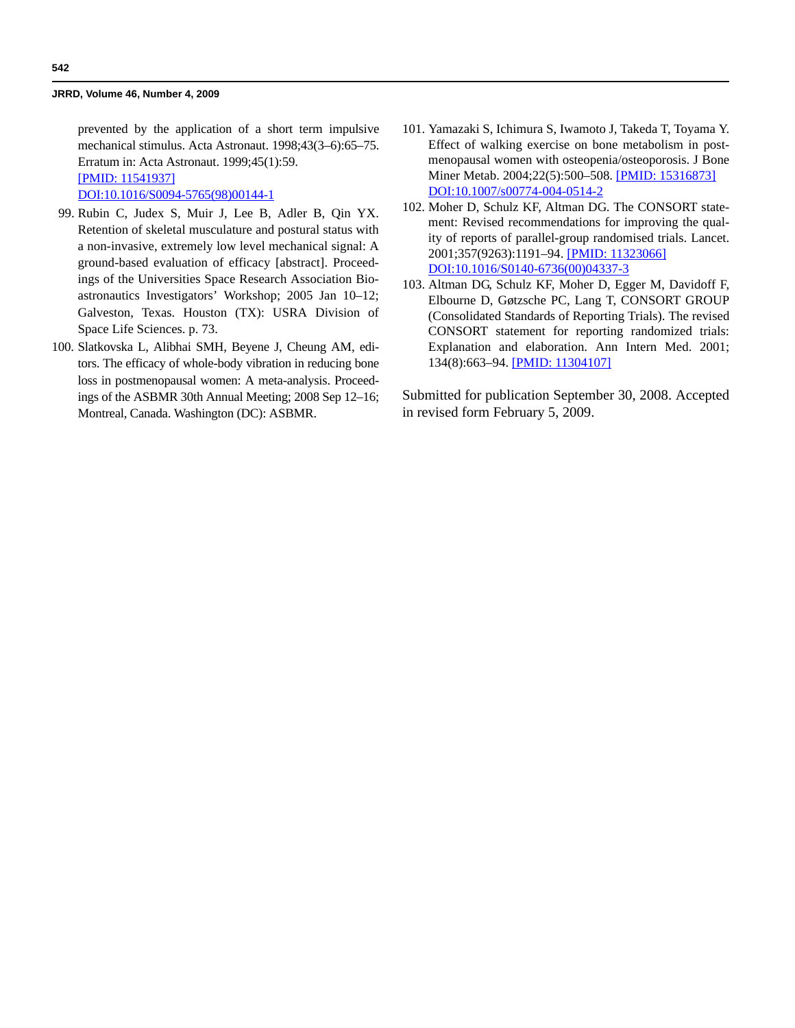prevented by the application of a short term impulsive mechanical stimulus. Acta Astronaut. 1998;43(3–6):65–75. Erratum in: Acta Astronaut. 1999;45(1):59. [PMID: 11541937] DOI:10.1016/S0094-5765(98)00144-1

99. Rubin C, Judex S, Muir J, Lee B, Adler B, Qin YX. Retention of skeletal musculature and postural status with a non-invasive, extremely low level mechanical signal: A ground-based evaluation of efficacy [abstract]. Proceedings of the Universities Space Research Association Bioastronautics Investigators' Workshop; 2005 Jan 10–12; Galveston, Texas. Houston (TX): USRA Division of Space Life Sciences. p. 73.

100. Slatkovska L, Alibhai SMH, Beyene J, Cheung AM, editors. The efficacy of whole-body vibration in reducing bone loss in postmenopausal women: A meta-analysis. Proceedings of the ASBMR 30th Annual Meeting; 2008 Sep 12–16; Montreal, Canada. Washington (DC): ASBMR.

101. Yamazaki S, Ichimura S, Iwamoto J, Takeda T, Toyama Y. Effect of walking exercise on bone metabolism in postmenopausal women with osteopenia/osteoporosis. J Bone Miner Metab. 2004;22(5):500–508. [PMID: 15316873] DOI:10.1007/s00774-004-0514-2

102. Moher D, Schulz KF, Altman DG. The CONSORT statement: Revised recommendations for improving the quality of reports of parallel-group randomised trials. Lancet. 2001;357(9263):1191–94. [PMID: 11323066] DOI:10.1016/S0140-6736(00)04337-3

103. Altman DG, Schulz KF, Moher D, Egger M, Davidoff F, Elbourne D, Gøtzsche PC, Lang T, CONSORT GROUP (Consolidated Standards of Reporting Trials). The revised CONSORT statement for reporting randomized trials: Explanation and elaboration. Ann Intern Med. 2001; 134(8):663–94. [PMID: 11304107]

Submitted for publication September 30, 2008. Accepted in revised form February 5, 2009.